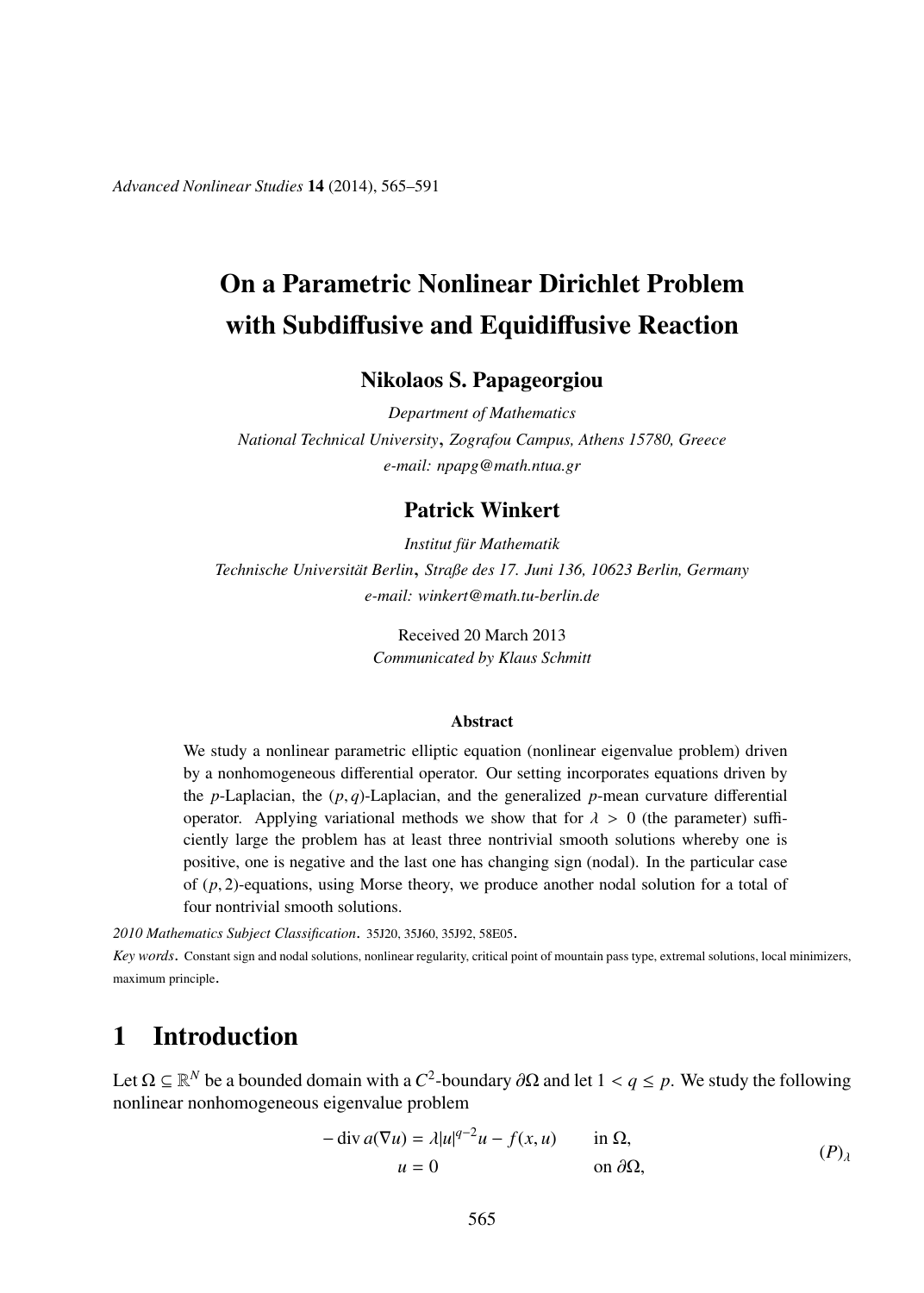# On a Parametric Nonlinear Dirichlet Problem with Subdiffusive and Equidiffusive Reaction

## Nikolaos S. Papageorgiou

*Department of Mathematics*
*National Technical University, Zografou Campus, Athens 15780, Greece*
*e-mail: npapg@math.ntua.gr*

## Patrick Winkert

*Institut für Mathematik*
*Technische Universität Berlin, Straße des 17. Juni 136, 10623 Berlin, Germany*
*e-mail: winkert@math.tu-berlin.de*

Received 20 March 2013
*Communicated by Klaus Schmitt*

**Abstract**

We study a nonlinear parametric elliptic equation (nonlinear eigenvalue problem) driven by a nonhomogeneous differential operator. Our setting incorporates equations driven by the $p$-Laplacian, the $(p, q)$-Laplacian, and the generalized $p$-mean curvature differential operator. Applying variational methods we show that for $\lambda > 0$ (the parameter) sufficiently large the problem has at least three nontrivial smooth solutions whereby one is positive, one is negative and the last one has changing sign (nodal). In the particular case of $(p, 2)$-equations, using Morse theory, we produce another nodal solution for a total of four nontrivial smooth solutions.

*2010 Mathematics Subject Classification*. 35J20, 35J60, 35J92, 58E05.

*Key words*. Constant sign and nodal solutions, nonlinear regularity, critical point of mountain pass type, extremal solutions, local minimizers, maximum principle.

# 1 Introduction

Let $\Omega \subseteq \mathbb{R}^N$ be a bounded domain with a $C^2$-boundary $\partial\Omega$ and let $1 < q \leq p$. We study the following nonlinear nonhomogeneous eigenvalue problem

$$
\begin{aligned}
- \operatorname{div} a(\nabla u) &= \lambda |u|^{q-2}u - f(x, u) \qquad && \text{in } \Omega, \\
u &= 0 && \text{on } \partial\Omega,
\end{aligned}
\tag{$P$}_\lambda
$$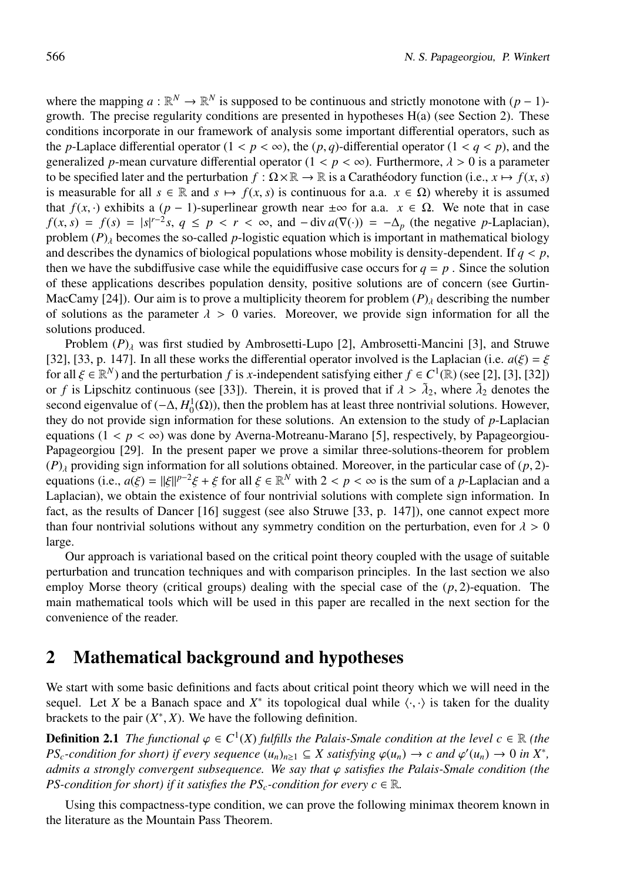where the mapping $a : \mathbb{R}^N \to \mathbb{R}^N$ is supposed to be continuous and strictly monotone with $(p-1)$-growth. The precise regularity conditions are presented in hypotheses H(a) (see Section 2). These conditions incorporate in our framework of analysis some important differential operators, such as the $p$-Laplace differential operator ($1 < p < \infty$), the $(p,q)$-differential operator ($1 < q < p$), and the generalized $p$-mean curvature differential operator ($1 < p < \infty$). Furthermore, $\lambda > 0$ is a parameter to be specified later and the perturbation $f : \Omega \times \mathbb{R} \to \mathbb{R}$ is a Carathéodory function (i.e., $x \mapsto f(x,s)$ is measurable for all $s \in \mathbb{R}$ and $s \mapsto f(x,s)$ is continuous for a.a. $x \in \Omega$) whereby it is assumed that $f(x,\cdot)$ exhibits a $(p-1)$-superlinear growth near $\pm\infty$ for a.a. $x \in \Omega$. We note that in case $f(x,s) = f(s) = |s|^{r-2}s$, $q \le p < r < \infty$, and $-\operatorname{div} a(\nabla(\cdot)) = -\Delta_p$ (the negative $p$-Laplacian), problem $(P)_\lambda$ becomes the so-called $p$-logistic equation which is important in mathematical biology and describes the dynamics of biological populations whose mobility is density-dependent. If $q < p$, then we have the subdiffusive case while the equidiffusive case occurs for $q = p$. Since the solution of these applications describes population density, positive solutions are of concern (see Gurtin-MacCamy [24]). Our aim is to prove a multiplicity theorem for problem $(P)_\lambda$ describing the number of solutions as the parameter $\lambda > 0$ varies. Moreover, we provide sign information for all the solutions produced.

Problem $(P)_\lambda$ was first studied by Ambrosetti-Lupo [2], Ambrosetti-Mancini [3], and Struwe [32], [33, p. 147]. In all these works the differential operator involved is the Laplacian (i.e. $a(\xi) = \xi$ for all $\xi \in \mathbb{R}^N$) and the perturbation $f$ is $x$-independent satisfying either $f \in C^1(\mathbb{R})$ (see [2], [3], [32]) or $f$ is Lipschitz continuous (see [33]). Therein, it is proved that if $\lambda > \tilde{\lambda}_2$, where $\tilde{\lambda}_2$ denotes the second eigenvalue of $(-\Delta, H_0^1(\Omega))$, then the problem has at least three nontrivial solutions. However, they do not provide sign information for these solutions. An extension to the study of $p$-Laplacian equations ($1 < p < \infty$) was done by Averna-Motreanu-Marano [5], respectively, by Papageorgiou-Papageorgiou [29]. In the present paper we prove a similar three-solutions-theorem for problem $(P)_\lambda$ providing sign information for all solutions obtained. Moreover, in the particular case of $(p,2)$-equations (i.e., $a(\xi) = \|\xi\|^{p-2}\xi + \xi$ for all $\xi \in \mathbb{R}^N$ with $2 < p < \infty$ is the sum of a $p$-Laplacian and a Laplacian), we obtain the existence of four nontrivial solutions with complete sign information. In fact, as the results of Dancer [16] suggest (see also Struwe [33, p. 147]), one cannot expect more than four nontrivial solutions without any symmetry condition on the perturbation, even for $\lambda > 0$ large.

Our approach is variational based on the critical point theory coupled with the usage of suitable perturbation and truncation techniques and with comparison principles. In the last section we also employ Morse theory (critical groups) dealing with the special case of the $(p,2)$-equation. The main mathematical tools which will be used in this paper are recalled in the next section for the convenience of the reader.

## 2 Mathematical background and hypotheses

We start with some basic definitions and facts about critical point theory which we will need in the sequel. Let $X$ be a Banach space and $X^*$ its topological dual while $\langle \cdot, \cdot \rangle$ is taken for the duality brackets to the pair $(X^*, X)$. We have the following definition.

**Definition 2.1** *The functional $\varphi \in C^1(X)$ fulfills the Palais-Smale condition at the level $c \in \mathbb{R}$ (the $PS_c$-condition for short) if every sequence $(u_n)_{n \ge 1} \subseteq X$ satisfying $\varphi(u_n) \to c$ and $\varphi'(u_n) \to 0$ in $X^*$, admits a strongly convergent subsequence. We say that $\varphi$ satisfies the Palais-Smale condition (the PS-condition for short) if it satisfies the $PS_c$-condition for every $c \in \mathbb{R}$.*

Using this compactness-type condition, we can prove the following minimax theorem known in the literature as the Mountain Pass Theorem.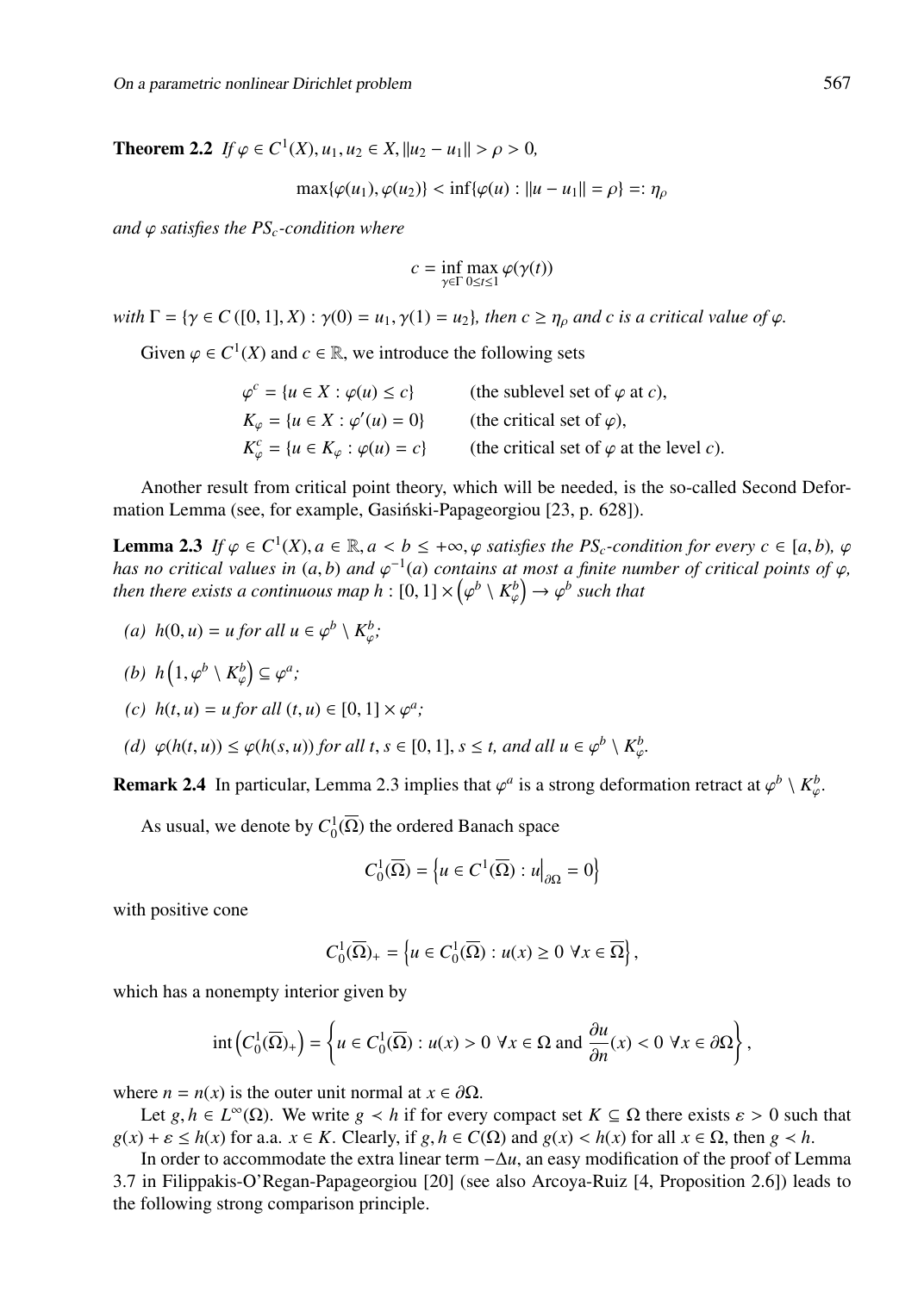**Theorem 2.2** *If $\varphi \in C^1(X)$, $u_1, u_2 \in X$, $\|u_2 - u_1\| > \rho > 0$,*

$$\max\{\varphi(u_1), \varphi(u_2)\} < \inf\{\varphi(u) : \|u - u_1\| = \rho\} =: \eta_\rho$$

*and $\varphi$ satisfies the $PS_c$-condition where*

$$c = \inf_{\gamma \in \Gamma} \max_{0 \le t \le 1} \varphi(\gamma(t))$$

*with $\Gamma = \{\gamma \in C([0,1], X) : \gamma(0) = u_1, \gamma(1) = u_2\}$, then $c \ge \eta_\rho$ and $c$ is a critical value of $\varphi$.*

Given $\varphi \in C^1(X)$ and $c \in \mathbb{R}$, we introduce the following sets

$$\begin{aligned}
&\varphi^c = \{u \in X : \varphi(u) \le c\} && \text{(the sublevel set of } \varphi \text{ at } c\text{)},\\
&K_\varphi = \{u \in X : \varphi'(u) = 0\} && \text{(the critical set of } \varphi\text{)},\\
&K_\varphi^c = \{u \in K_\varphi : \varphi(u) = c\} && \text{(the critical set of } \varphi \text{ at the level } c\text{)}.
\end{aligned}$$

Another result from critical point theory, which will be needed, is the so-called Second Deformation Lemma (see, for example, Gasiński-Papageorgiou [23, p. 628]).

**Lemma 2.3** *If $\varphi \in C^1(X)$, $a \in \mathbb{R}$, $a < b \le +\infty$, $\varphi$ satisfies the $PS_c$-condition for every $c \in [a, b)$, $\varphi$ has no critical values in $(a, b)$ and $\varphi^{-1}(a)$ contains at most a finite number of critical points of $\varphi$, then there exists a continuous map $h : [0,1] \times \left(\varphi^b \setminus K_\varphi^b\right) \to \varphi^b$ such that*

*(a) $h(0, u) = u$ for all $u \in \varphi^b \setminus K_\varphi^b$;*

*(b) $h\left(1, \varphi^b \setminus K_\varphi^b\right) \subseteq \varphi^a$;*

*(c) $h(t, u) = u$ for all $(t, u) \in [0,1] \times \varphi^a$;*

*(d) $\varphi(h(t, u)) \le \varphi(h(s, u))$ for all $t, s \in [0,1]$, $s \le t$, and all $u \in \varphi^b \setminus K_\varphi^b$.*

**Remark 2.4** In particular, Lemma 2.3 implies that $\varphi^a$ is a strong deformation retract at $\varphi^b \setminus K_\varphi^b$.

As usual, we denote by $C_0^1(\overline{\Omega})$ the ordered Banach space

$$C_0^1(\overline{\Omega}) = \left\{u \in C^1(\overline{\Omega}) : u\big|_{\partial\Omega} = 0\right\}$$

with positive cone

$$C_0^1(\overline{\Omega})_+ = \left\{u \in C_0^1(\overline{\Omega}) : u(x) \ge 0 \ \forall x \in \overline{\Omega}\right\},$$

which has a nonempty interior given by

$$\operatorname{int}\left(C_0^1(\overline{\Omega})_+\right) = \left\{u \in C_0^1(\overline{\Omega}) : u(x) > 0 \ \forall x \in \Omega \text{ and } \frac{\partial u}{\partial n}(x) < 0 \ \forall x \in \partial\Omega\right\},$$

where $n = n(x)$ is the outer unit normal at $x \in \partial\Omega$.

Let $g, h \in L^\infty(\Omega)$. We write $g \prec h$ if for every compact set $K \subseteq \Omega$ there exists $\varepsilon > 0$ such that $g(x) + \varepsilon \le h(x)$ for a.a. $x \in K$. Clearly, if $g, h \in C(\Omega)$ and $g(x) < h(x)$ for all $x \in \Omega$, then $g \prec h$.

In order to accommodate the extra linear term $-\Delta u$, an easy modification of the proof of Lemma 3.7 in Filippakis-O'Regan-Papageorgiou [20] (see also Arcoya-Ruiz [4, Proposition 2.6]) leads to the following strong comparison principle.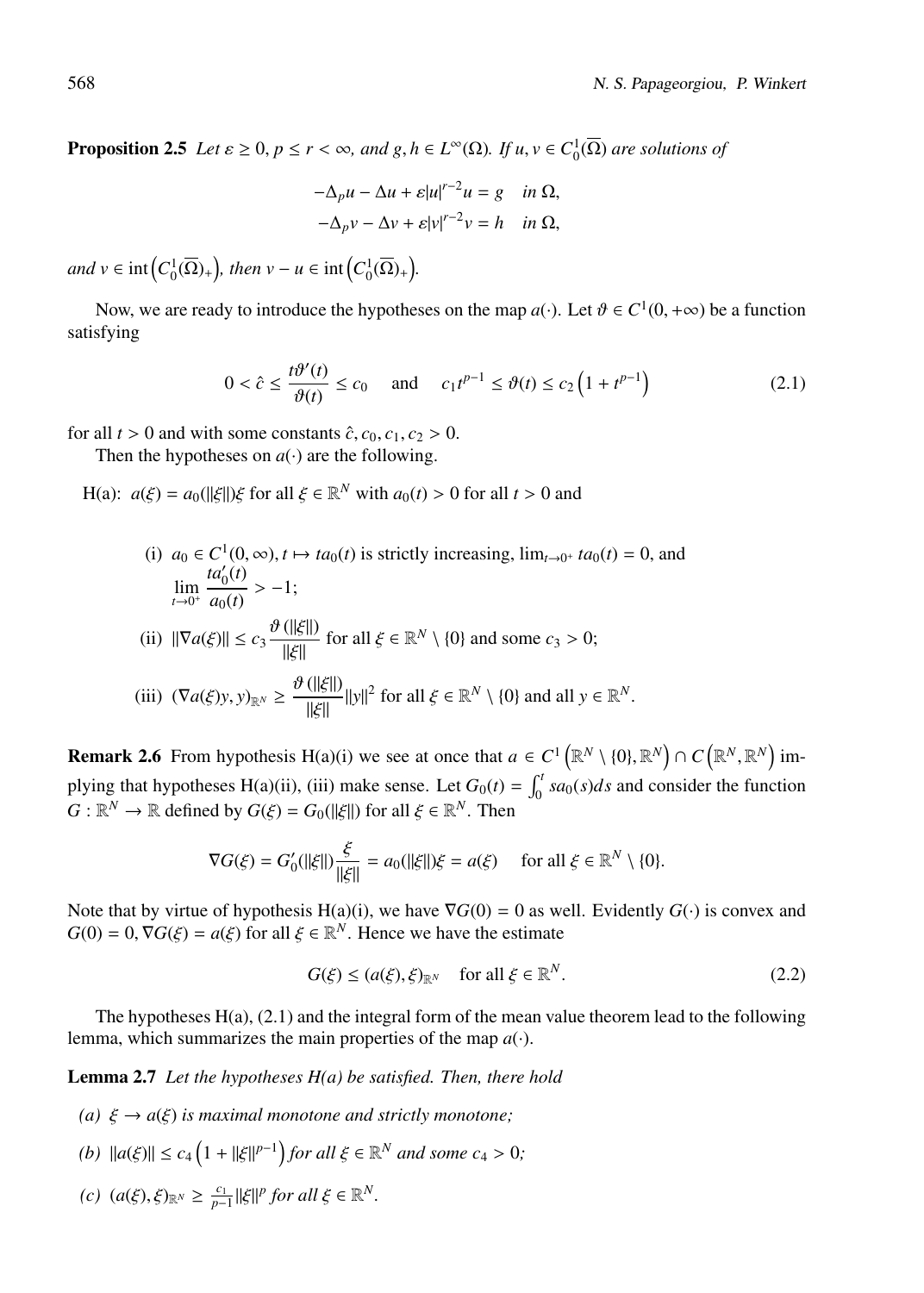**Proposition 2.5** *Let $\varepsilon \geq 0$, $p \leq r < \infty$, and $g, h \in L^\infty(\Omega)$. If $u, v \in C_0^1(\overline{\Omega})$ are solutions of*

$$
\begin{aligned}
-\Delta_p u - \Delta u + \varepsilon |u|^{r-2} u &= g \quad \text{in } \Omega,\\
-\Delta_p v - \Delta v + \varepsilon |v|^{r-2} v &= h \quad \text{in } \Omega,
\end{aligned}
$$

*and $v \in \operatorname{int}\left(C_0^1(\overline{\Omega})_+\right)$, then $v - u \in \operatorname{int}\left(C_0^1(\overline{\Omega})_+\right)$.*

Now, we are ready to introduce the hypotheses on the map $a(\cdot)$. Let $\vartheta \in C^1(0, +\infty)$ be a function satisfying

$$
0 < \hat{c} \leq \frac{t \vartheta'(t)}{\vartheta(t)} \leq c_0 \quad \text{and} \quad c_1 t^{p-1} \leq \vartheta(t) \leq c_2 \left(1 + t^{p-1}\right) \tag{2.1}
$$

for all $t > 0$ and with some constants $\hat{c}, c_0, c_1, c_2 > 0$.

Then the hypotheses on $a(\cdot)$ are the following.

H(a): $a(\xi) = a_0(\|\xi\|)\xi$ for all $\xi \in \mathbb{R}^N$ with $a_0(t) > 0$ for all $t > 0$ and

(i) $a_0 \in C^1(0, \infty)$, $t \mapsto t a_0(t)$ is strictly increasing, $\lim_{t \to 0^+} t a_0(t) = 0$, and $\displaystyle\lim_{t \to 0^+} \frac{t a_0'(t)}{a_0(t)} > -1$;

(ii) $\|\nabla a(\xi)\| \leq c_3 \dfrac{\vartheta(\|\xi\|)}{\|\xi\|}$ for all $\xi \in \mathbb{R}^N \setminus \{0\}$ and some $c_3 > 0$;

(iii) $(\nabla a(\xi) y, y)_{\mathbb{R}^N} \geq \dfrac{\vartheta(\|\xi\|)}{\|\xi\|} \|y\|^2$ for all $\xi \in \mathbb{R}^N \setminus \{0\}$ and all $y \in \mathbb{R}^N$.

**Remark 2.6** From hypothesis H(a)(i) we see at once that $a \in C^1\left(\mathbb{R}^N \setminus \{0\}, \mathbb{R}^N\right) \cap C\left(\mathbb{R}^N, \mathbb{R}^N\right)$ implying that hypotheses H(a)(ii), (iii) make sense. Let $G_0(t) = \int_0^t s a_0(s) ds$ and consider the function $G: \mathbb{R}^N \to \mathbb{R}$ defined by $G(\xi) = G_0(\|\xi\|)$ for all $\xi \in \mathbb{R}^N$. Then

$$
\nabla G(\xi) = G_0'(\|\xi\|) \frac{\xi}{\|\xi\|} = a_0(\|\xi\|)\xi = a(\xi) \quad \text{for all } \xi \in \mathbb{R}^N \setminus \{0\}.
$$

Note that by virtue of hypothesis H(a)(i), we have $\nabla G(0) = 0$ as well. Evidently $G(\cdot)$ is convex and $G(0) = 0$, $\nabla G(\xi) = a(\xi)$ for all $\xi \in \mathbb{R}^N$. Hence we have the estimate

$$
G(\xi) \leq (a(\xi), \xi)_{\mathbb{R}^N} \quad \text{for all } \xi \in \mathbb{R}^N. \tag{2.2}
$$

The hypotheses H(a), (2.1) and the integral form of the mean value theorem lead to the following lemma, which summarizes the main properties of the map $a(\cdot)$.

**Lemma 2.7** *Let the hypotheses H(a) be satisfied. Then, there hold*

*(a) $\xi \to a(\xi)$ is maximal monotone and strictly monotone;*

*(b) $\|a(\xi)\| \leq c_4 \left(1 + \|\xi\|^{p-1}\right)$ for all $\xi \in \mathbb{R}^N$ and some $c_4 > 0$;*

*(c) $(a(\xi), \xi)_{\mathbb{R}^N} \geq \frac{c_1}{p-1} \|\xi\|^p$ for all $\xi \in \mathbb{R}^N$.*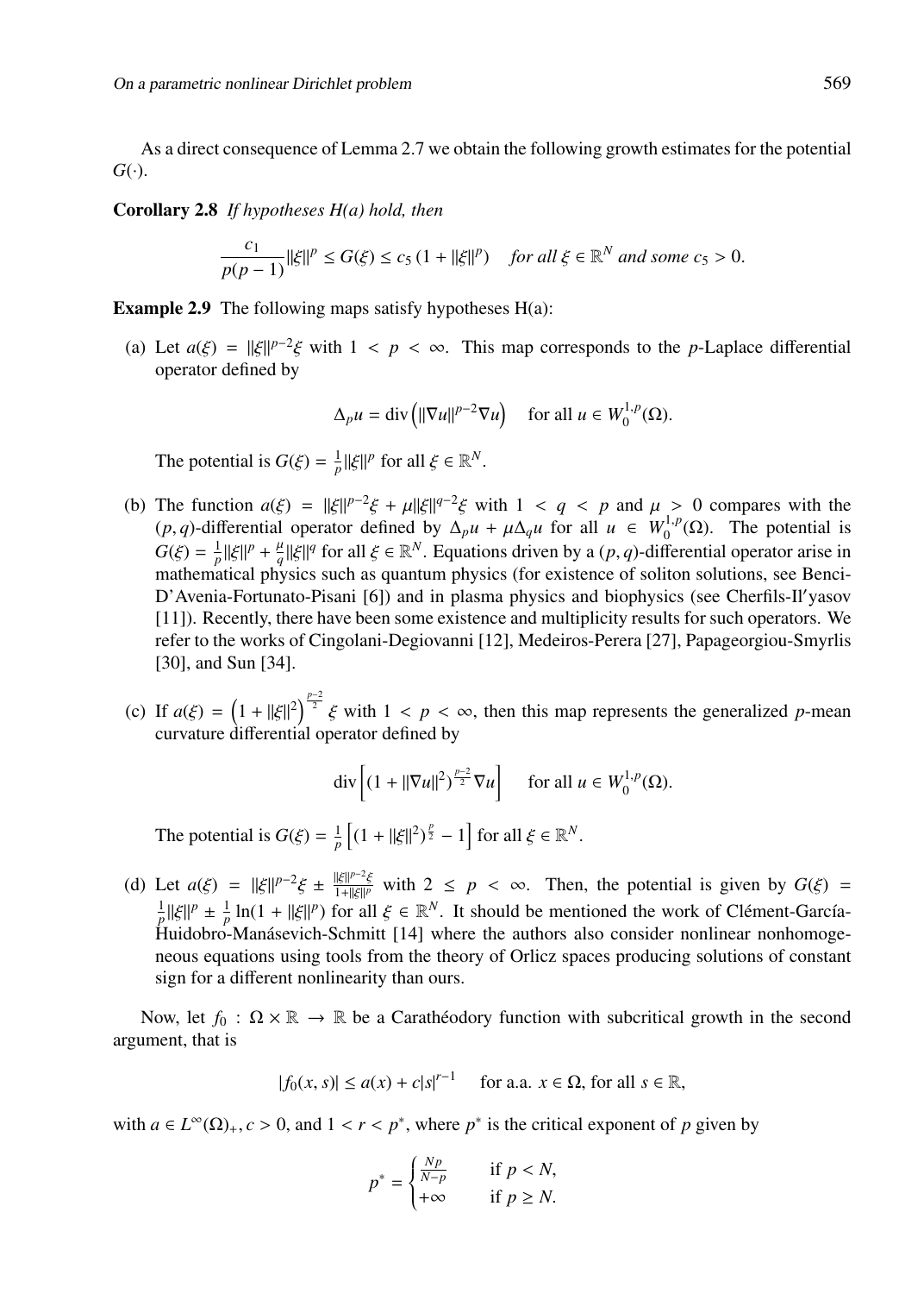As a direct consequence of Lemma 2.7 we obtain the following growth estimates for the potential $G(\cdot)$.

**Corollary 2.8** *If hypotheses H(a) hold, then*

$$\frac{c_1}{p(p-1)}\|\xi\|^p \le G(\xi) \le c_5\,(1+\|\xi\|^p) \quad \textit{for all } \xi \in \mathbb{R}^N \textit{ and some } c_5 > 0.$$

**Example 2.9** The following maps satisfy hypotheses H(a):

(a) Let $a(\xi) = \|\xi\|^{p-2}\xi$ with $1 < p < \infty$. This map corresponds to the $p$-Laplace differential operator defined by

$$\Delta_p u = \operatorname{div}\left(\|\nabla u\|^{p-2}\nabla u\right) \quad \text{for all } u \in W_0^{1,p}(\Omega).$$

The potential is $G(\xi) = \frac{1}{p}\|\xi\|^p$ for all $\xi \in \mathbb{R}^N$.

(b) The function $a(\xi) = \|\xi\|^{p-2}\xi + \mu\|\xi\|^{q-2}\xi$ with $1 < q < p$ and $\mu > 0$ compares with the $(p,q)$-differential operator defined by $\Delta_p u + \mu\Delta_q u$ for all $u \in W_0^{1,p}(\Omega)$. The potential is $G(\xi) = \frac{1}{p}\|\xi\|^p + \frac{\mu}{q}\|\xi\|^q$ for all $\xi \in \mathbb{R}^N$. Equations driven by a $(p,q)$-differential operator arise in mathematical physics such as quantum physics (for existence of soliton solutions, see Benci-D'Avenia-Fortunato-Pisani [6]) and in plasma physics and biophysics (see Cherfils-Il′yasov [11]). Recently, there have been some existence and multiplicity results for such operators. We refer to the works of Cingolani-Degiovanni [12], Medeiros-Perera [27], Papageorgiou-Smyrlis [30], and Sun [34].

(c) If $a(\xi) = \left(1+\|\xi\|^2\right)^{\frac{p-2}{2}}\xi$ with $1 < p < \infty$, then this map represents the generalized $p$-mean curvature differential operator defined by

$$\operatorname{div}\left[(1+\|\nabla u\|^2)^{\frac{p-2}{2}}\nabla u\right] \quad \text{for all } u \in W_0^{1,p}(\Omega).$$

The potential is $G(\xi) = \frac{1}{p}\left[(1+\|\xi\|^2)^{\frac{p}{2}} - 1\right]$ for all $\xi \in \mathbb{R}^N$.

(d) Let $a(\xi) = \|\xi\|^{p-2}\xi \pm \frac{\|\xi\|^{p-2}\xi}{1+\|\xi\|^p}$ with $2 \le p < \infty$. Then, the potential is given by $G(\xi) = \frac{1}{p}\|\xi\|^p \pm \frac{1}{p}\ln(1+\|\xi\|^p)$ for all $\xi \in \mathbb{R}^N$. It should be mentioned the work of Clément-García-Huidobro-Manásevich-Schmitt [14] where the authors also consider nonlinear nonhomogeneous equations using tools from the theory of Orlicz spaces producing solutions of constant sign for a different nonlinearity than ours.

Now, let $f_0 : \Omega \times \mathbb{R} \to \mathbb{R}$ be a Carathéodory function with subcritical growth in the second argument, that is

$$|f_0(x,s)| \le a(x) + c|s|^{r-1} \quad \text{for a.a. } x \in \Omega, \text{ for all } s \in \mathbb{R},$$

with $a \in L^\infty(\Omega)_+$, $c > 0$, and $1 < r < p^*$, where $p^*$ is the critical exponent of $p$ given by

$$p^* = \begin{cases} \frac{Np}{N-p} & \text{if } p < N, \\ +\infty & \text{if } p \ge N. \end{cases}$$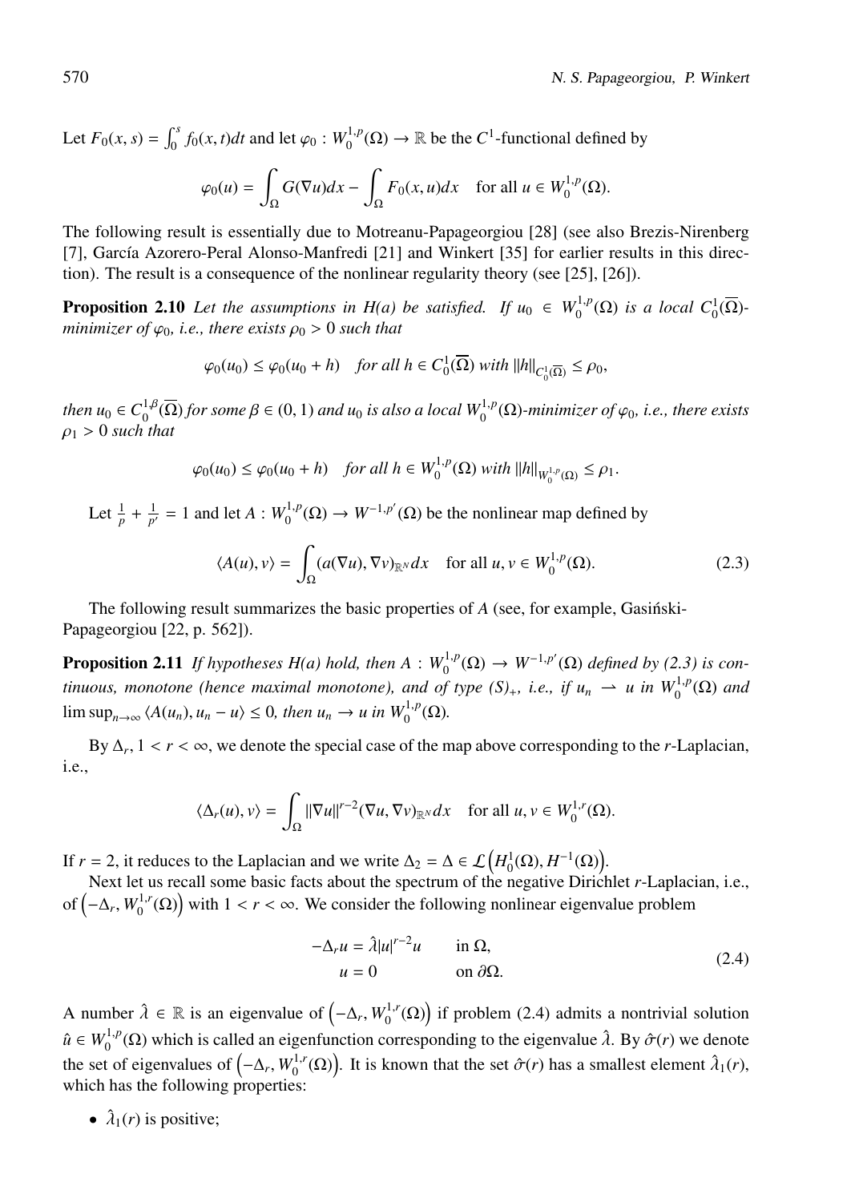Let $F_0(x,s) = \int_0^s f_0(x,t)dt$ and let $\varphi_0 : W_0^{1,p}(\Omega) \to \mathbb{R}$ be the $C^1$-functional defined by

$$\varphi_0(u) = \int_\Omega G(\nabla u)dx - \int_\Omega F_0(x,u)dx \quad \text{for all } u \in W_0^{1,p}(\Omega).$$

The following result is essentially due to Motreanu-Papageorgiou [28] (see also Brezis-Nirenberg [7], García Azorero-Peral Alonso-Manfredi [21] and Winkert [35] for earlier results in this direction). The result is a consequence of the nonlinear regularity theory (see [25], [26]).

**Proposition 2.10** *Let the assumptions in H(a) be satisfied. If $u_0 \in W_0^{1,p}(\Omega)$ is a local $C_0^1(\overline{\Omega})$-minimizer of $\varphi_0$, i.e., there exists $\rho_0 > 0$ such that*

$$\varphi_0(u_0) \leq \varphi_0(u_0 + h) \quad \textit{for all } h \in C_0^1(\overline{\Omega}) \textit{ with } \|h\|_{C_0^1(\overline{\Omega})} \leq \rho_0,$$

*then $u_0 \in C_0^{1,\beta}(\overline{\Omega})$ for some $\beta \in (0,1)$ and $u_0$ is also a local $W_0^{1,p}(\Omega)$-minimizer of $\varphi_0$, i.e., there exists $\rho_1 > 0$ such that*

$$\varphi_0(u_0) \leq \varphi_0(u_0 + h) \quad \textit{for all } h \in W_0^{1,p}(\Omega) \textit{ with } \|h\|_{W_0^{1,p}(\Omega)} \leq \rho_1.$$

Let $\frac{1}{p} + \frac{1}{p'} = 1$ and let $A : W_0^{1,p}(\Omega) \to W^{-1,p'}(\Omega)$ be the nonlinear map defined by

$$\langle A(u), v\rangle = \int_\Omega (a(\nabla u), \nabla v)_{\mathbb{R}^N} dx \quad \text{for all } u, v \in W_0^{1,p}(\Omega). \tag{2.3}$$

The following result summarizes the basic properties of $A$ (see, for example, Gasiński-Papageorgiou [22, p. 562]).

**Proposition 2.11** *If hypotheses H(a) hold, then $A : W_0^{1,p}(\Omega) \to W^{-1,p'}(\Omega)$ defined by (2.3) is continuous, monotone (hence maximal monotone), and of type $(S)_+$, i.e., if $u_n \rightharpoonup u$ in $W_0^{1,p}(\Omega)$ and $\limsup_{n\to\infty} \langle A(u_n), u_n - u\rangle \leq 0$, then $u_n \to u$ in $W_0^{1,p}(\Omega)$.*

By $\Delta_r$, $1 < r < \infty$, we denote the special case of the map above corresponding to the $r$-Laplacian, i.e.,

$$\langle \Delta_r(u), v\rangle = \int_\Omega \|\nabla u\|^{r-2} (\nabla u, \nabla v)_{\mathbb{R}^N} dx \quad \text{for all } u, v \in W_0^{1,r}(\Omega).$$

If $r = 2$, it reduces to the Laplacian and we write $\Delta_2 = \Delta \in \mathcal{L}\left(H_0^1(\Omega), H^{-1}(\Omega)\right)$.

Next let us recall some basic facts about the spectrum of the negative Dirichlet $r$-Laplacian, i.e., of $\left(-\Delta_r, W_0^{1,r}(\Omega)\right)$ with $1 < r < \infty$. We consider the following nonlinear eigenvalue problem

$$\begin{aligned} -\Delta_r u &= \hat{\lambda}|u|^{r-2}u \qquad &&\text{in } \Omega,\\ u &= 0 &&\text{on } \partial\Omega. \end{aligned} \tag{2.4}$$

A number $\hat{\lambda} \in \mathbb{R}$ is an eigenvalue of $\left(-\Delta_r, W_0^{1,r}(\Omega)\right)$ if problem (2.4) admits a nontrivial solution $\hat{u} \in W_0^{1,p}(\Omega)$ which is called an eigenfunction corresponding to the eigenvalue $\hat{\lambda}$. By $\hat{\sigma}(r)$ we denote the set of eigenvalues of $\left(-\Delta_r, W_0^{1,r}(\Omega)\right)$. It is known that the set $\hat{\sigma}(r)$ has a smallest element $\hat{\lambda}_1(r)$, which has the following properties:

- $\hat{\lambda}_1(r)$ is positive;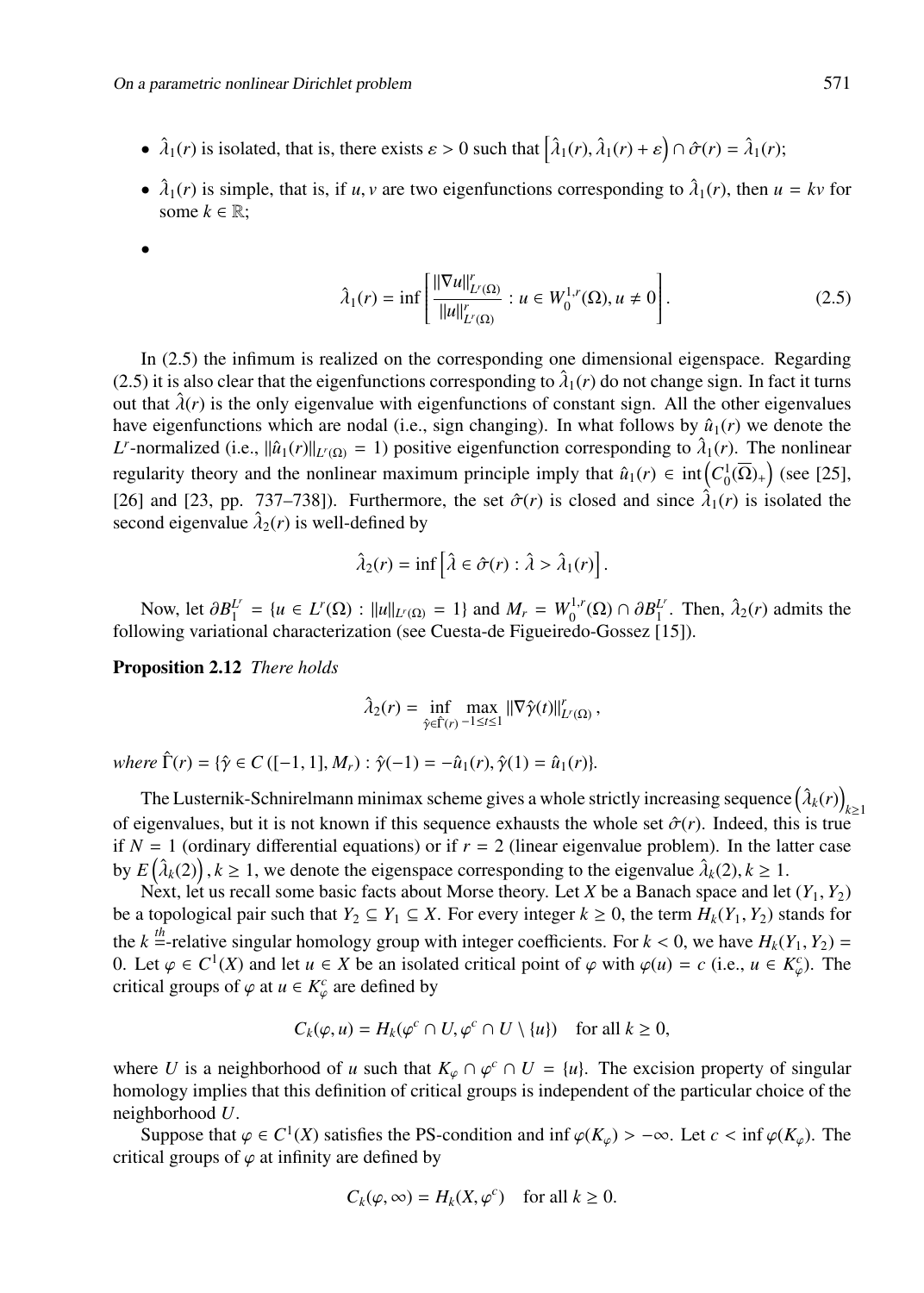- $\hat{\lambda}_1(r)$ is isolated, that is, there exists $\varepsilon > 0$ such that $\left[\hat{\lambda}_1(r), \hat{\lambda}_1(r) + \varepsilon\right) \cap \hat{\sigma}(r) = \hat{\lambda}_1(r)$;
- $\hat{\lambda}_1(r)$ is simple, that is, if $u, v$ are two eigenfunctions corresponding to $\hat{\lambda}_1(r)$, then $u = kv$ for some $k \in \mathbb{R}$;
- 

$$\hat{\lambda}_1(r) = \inf\left[\frac{\|\nabla u\|^r_{L^r(\Omega)}}{\|u\|^r_{L^r(\Omega)}} : u \in W^{1,r}_0(\Omega), u \neq 0\right]. \tag{2.5}$$

In (2.5) the infimum is realized on the corresponding one dimensional eigenspace. Regarding (2.5) it is also clear that the eigenfunctions corresponding to $\hat{\lambda}_1(r)$ do not change sign. In fact it turns out that $\hat{\lambda}(r)$ is the only eigenvalue with eigenfunctions of constant sign. All the other eigenvalues have eigenfunctions which are nodal (i.e., sign changing). In what follows by $\hat{u}_1(r)$ we denote the $L^r$-normalized (i.e., $\|\hat{u}_1(r)\|_{L^r(\Omega)} = 1$) positive eigenfunction corresponding to $\hat{\lambda}_1(r)$. The nonlinear regularity theory and the nonlinear maximum principle imply that $\hat{u}_1(r) \in \operatorname{int}\left(C^1_0(\overline{\Omega})_+\right)$ (see [25], [26] and [23, pp. 737–738]). Furthermore, the set $\hat{\sigma}(r)$ is closed and since $\hat{\lambda}_1(r)$ is isolated the second eigenvalue $\hat{\lambda}_2(r)$ is well-defined by

$$\hat{\lambda}_2(r) = \inf\left[\hat{\lambda} \in \hat{\sigma}(r) : \hat{\lambda} > \hat{\lambda}_1(r)\right].$$

Now, let $\partial B^{L^r}_1 = \{u \in L^r(\Omega) : \|u\|_{L^r(\Omega)} = 1\}$ and $M_r = W^{1,r}_0(\Omega) \cap \partial B^{L^r}_1$. Then, $\hat{\lambda}_2(r)$ admits the following variational characterization (see Cuesta-de Figueiredo-Gossez [15]).

**Proposition 2.12** *There holds*

$$\hat{\lambda}_2(r) = \inf_{\hat{\gamma} \in \hat{\Gamma}(r)} \max_{-1 \leq t \leq 1} \|\nabla \hat{\gamma}(t)\|^r_{L^r(\Omega)},$$

*where* $\hat{\Gamma}(r) = \{\hat{\gamma} \in C([-1, 1], M_r) : \hat{\gamma}(-1) = -\hat{u}_1(r), \hat{\gamma}(1) = \hat{u}_1(r)\}$.

The Lusternik-Schnirelmann minimax scheme gives a whole strictly increasing sequence $\left(\hat{\lambda}_k(r)\right)_{k \geq 1}$ of eigenvalues, but it is not known if this sequence exhausts the whole set $\hat{\sigma}(r)$. Indeed, this is true if $N = 1$ (ordinary differential equations) or if $r = 2$ (linear eigenvalue problem). In the latter case by $E\left(\hat{\lambda}_k(2)\right), k \geq 1$, we denote the eigenspace corresponding to the eigenvalue $\hat{\lambda}_k(2), k \geq 1$.

Next, let us recall some basic facts about Morse theory. Let $X$ be a Banach space and let $(Y_1, Y_2)$ be a topological pair such that $Y_2 \subseteq Y_1 \subseteq X$. For every integer $k \geq 0$, the term $H_k(Y_1, Y_2)$ stands for the $k^{th}$-relative singular homology group with integer coefficients. For $k < 0$, we have $H_k(Y_1, Y_2) = 0$. Let $\varphi \in C^1(X)$ and let $u \in X$ be an isolated critical point of $\varphi$ with $\varphi(u) = c$ (i.e., $u \in K^c_\varphi$). The critical groups of $\varphi$ at $u \in K^c_\varphi$ are defined by

$$C_k(\varphi, u) = H_k(\varphi^c \cap U, \varphi^c \cap U \setminus \{u\}) \quad \text{for all } k \geq 0,$$

where $U$ is a neighborhood of $u$ such that $K_\varphi \cap \varphi^c \cap U = \{u\}$. The excision property of singular homology implies that this definition of critical groups is independent of the particular choice of the neighborhood $U$.

Suppose that $\varphi \in C^1(X)$ satisfies the PS-condition and $\inf \varphi(K_\varphi) > -\infty$. Let $c < \inf \varphi(K_\varphi)$. The critical groups of $\varphi$ at infinity are defined by

$$C_k(\varphi, \infty) = H_k(X, \varphi^c) \quad \text{for all } k \geq 0.$$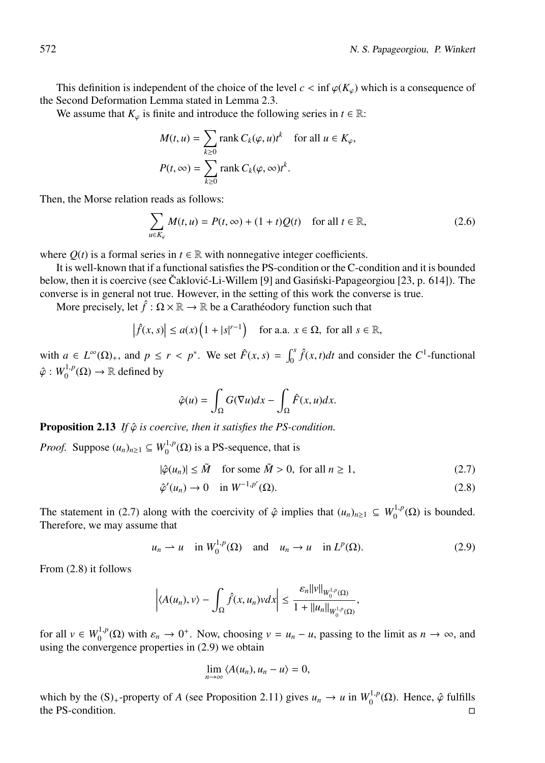This definition is independent of the choice of the level $c < \inf \varphi(K_\varphi)$ which is a consequence of the Second Deformation Lemma stated in Lemma 2.3.

We assume that $K_\varphi$ is finite and introduce the following series in $t \in \mathbb{R}$:

$$M(t,u) = \sum_{k \geq 0} \operatorname{rank} C_k(\varphi, u) t^k \quad \text{for all } u \in K_\varphi,$$

$$P(t, \infty) = \sum_{k \geq 0} \operatorname{rank} C_k(\varphi, \infty) t^k.$$

Then, the Morse relation reads as follows:

$$\sum_{u \in K_\varphi} M(t,u) = P(t, \infty) + (1+t)Q(t) \quad \text{for all } t \in \mathbb{R}, \tag{2.6}$$

where $Q(t)$ is a formal series in $t \in \mathbb{R}$ with nonnegative integer coefficients.

It is well-known that if a functional satisfies the PS-condition or the C-condition and it is bounded below, then it is coercive (see Čaklović-Li-Willem [9] and Gasiński-Papageorgiou [23, p. 614]). The converse is in general not true. However, in the setting of this work the converse is true.

More precisely, let $\hat{f} : \Omega \times \mathbb{R} \to \mathbb{R}$ be a Carathéodory function such that

$$\left|\hat{f}(x,s)\right| \leq a(x)\left(1 + |s|^{r-1}\right) \quad \text{for a.a. } x \in \Omega, \text{ for all } s \in \mathbb{R},$$

with $a \in L^\infty(\Omega)_+$, and $p \leq r < p^*$. We set $\hat{F}(x,s) = \int_0^s \hat{f}(x,t)dt$ and consider the $C^1$-functional $\hat{\varphi} : W_0^{1,p}(\Omega) \to \mathbb{R}$ defined by

$$\hat{\varphi}(u) = \int_\Omega G(\nabla u)dx - \int_\Omega \hat{F}(x,u)dx.$$

**Proposition 2.13** *If $\hat{\varphi}$ is coercive, then it satisfies the PS-condition.*

*Proof.* Suppose $(u_n)_{n\geq 1} \subseteq W_0^{1,p}(\Omega)$ is a PS-sequence, that is

$$|\hat{\varphi}(u_n)| \leq \tilde{M} \quad \text{for some } \tilde{M} > 0, \text{ for all } n \geq 1, \tag{2.7}$$

$$\hat{\varphi}'(u_n) \to 0 \quad \text{in } W^{-1,p'}(\Omega). \tag{2.8}$$

The statement in (2.7) along with the coercivity of $\hat{\varphi}$ implies that $(u_n)_{n\geq 1} \subseteq W_0^{1,p}(\Omega)$ is bounded. Therefore, we may assume that

$$u_n \rightharpoonup u \quad \text{in } W_0^{1,p}(\Omega) \quad \text{and} \quad u_n \to u \quad \text{in } L^p(\Omega). \tag{2.9}$$

From (2.8) it follows

$$\left|\langle A(u_n), v\rangle - \int_\Omega \hat{f}(x,u_n)v dx\right| \leq \frac{\varepsilon_n \|v\|_{W_0^{1,p}(\Omega)}}{1 + \|u_n\|_{W_0^{1,p}(\Omega)}},$$

for all $v \in W_0^{1,p}(\Omega)$ with $\varepsilon_n \to 0^+$. Now, choosing $v = u_n - u$, passing to the limit as $n \to \infty$, and using the convergence properties in (2.9) we obtain

$$\lim_{n\to\infty} \langle A(u_n), u_n - u\rangle = 0,$$

which by the $(S)_+$-property of $A$ (see Proposition 2.11) gives $u_n \to u$ in $W_0^{1,p}(\Omega)$. Hence, $\hat{\varphi}$ fulfills the PS-condition. □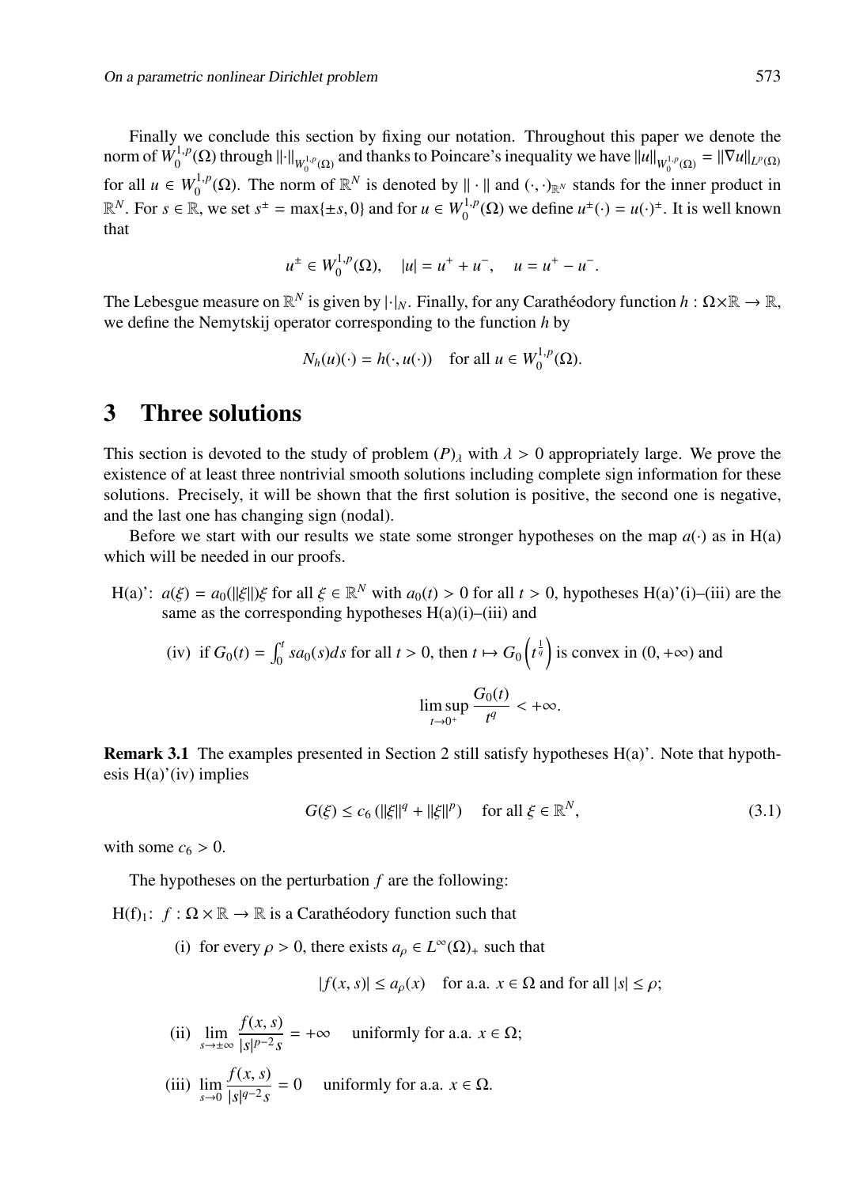Finally we conclude this section by fixing our notation. Throughout this paper we denote the norm of $W_0^{1,p}(\Omega)$ through $\|\cdot\|_{W_0^{1,p}(\Omega)}$ and thanks to Poincare's inequality we have $\|u\|_{W_0^{1,p}(\Omega)} = \|\nabla u\|_{L^p(\Omega)}$ for all $u \in W_0^{1,p}(\Omega)$. The norm of $\mathbb{R}^N$ is denoted by $\|\cdot\|$ and $(\cdot,\cdot)_{\mathbb{R}^N}$ stands for the inner product in $\mathbb{R}^N$. For $s \in \mathbb{R}$, we set $s^{\pm} = \max\{\pm s, 0\}$ and for $u \in W_0^{1,p}(\Omega)$ we define $u^{\pm}(\cdot) = u(\cdot)^{\pm}$. It is well known that

$$u^{\pm} \in W_0^{1,p}(\Omega), \quad |u| = u^+ + u^-, \quad u = u^+ - u^-.$$

The Lebesgue measure on $\mathbb{R}^N$ is given by $|\cdot|_N$. Finally, for any Carathéodory function $h : \Omega\times\mathbb{R} \to \mathbb{R}$, we define the Nemytskij operator corresponding to the function $h$ by

$$N_h(u)(\cdot) = h(\cdot, u(\cdot)) \quad \text{for all } u \in W_0^{1,p}(\Omega).$$

# 3 Three solutions

This section is devoted to the study of problem $(P)_\lambda$ with $\lambda > 0$ appropriately large. We prove the existence of at least three nontrivial smooth solutions including complete sign information for these solutions. Precisely, it will be shown that the first solution is positive, the second one is negative, and the last one has changing sign (nodal).

Before we start with our results we state some stronger hypotheses on the map $a(\cdot)$ as in H(a) which will be needed in our proofs.

H(a)': $a(\xi) = a_0(\|\xi\|)\xi$ for all $\xi \in \mathbb{R}^N$ with $a_0(t) > 0$ for all $t > 0$, hypotheses H(a)'(i)–(iii) are the same as the corresponding hypotheses H(a)(i)–(iii) and

(iv) if $G_0(t) = \int_0^t sa_0(s)ds$ for all $t > 0$, then $t \mapsto G_0\left(t^{\frac{1}{q}}\right)$ is convex in $(0,+\infty)$ and

$$\limsup_{t\to 0^+} \frac{G_0(t)}{t^q} < +\infty.$$

**Remark 3.1** The examples presented in Section 2 still satisfy hypotheses H(a)'. Note that hypothesis H(a)'(iv) implies

$$G(\xi) \le c_6 \left(\|\xi\|^q + \|\xi\|^p\right) \quad \text{for all } \xi \in \mathbb{R}^N, \tag{3.1}$$

with some $c_6 > 0$.

The hypotheses on the perturbation $f$ are the following:

H(f)$_1$: $f : \Omega \times \mathbb{R} \to \mathbb{R}$ is a Carathéodory function such that

(i) for every $\rho > 0$, there exists $a_\rho \in L^\infty(\Omega)_+$ such that

$$|f(x, s)| \le a_\rho(x) \quad \text{for a.a. } x \in \Omega \text{ and for all } |s| \le \rho;$$

(ii) $\displaystyle\lim_{s\to\pm\infty} \frac{f(x, s)}{|s|^{p-2}s} = +\infty$ uniformly for a.a. $x \in \Omega$;

(iii) $\displaystyle\lim_{s\to 0} \frac{f(x, s)}{|s|^{q-2}s} = 0$ uniformly for a.a. $x \in \Omega$.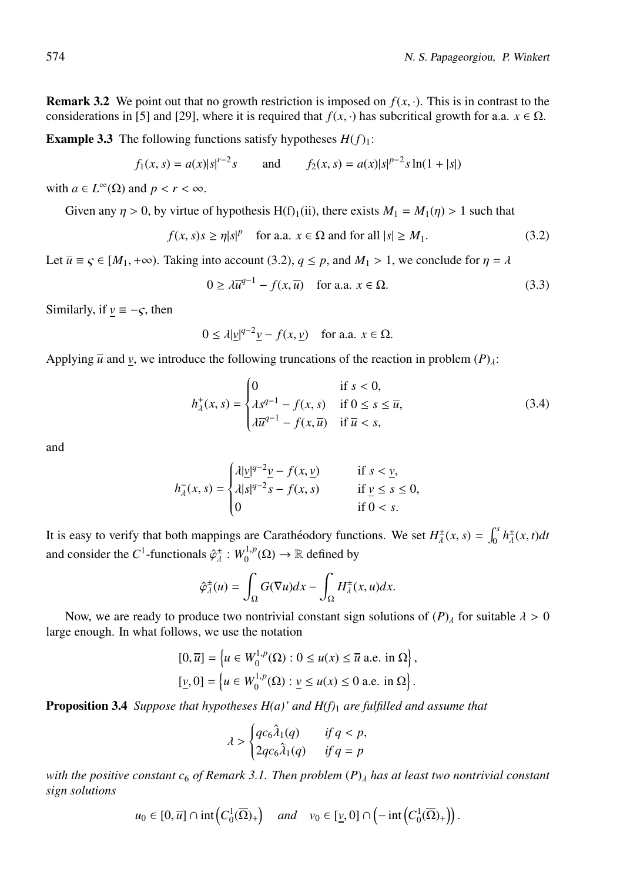**Remark 3.2** We point out that no growth restriction is imposed on $f(x, \cdot)$. This is in contrast to the considerations in [5] and [29], where it is required that $f(x, \cdot)$ has subcritical growth for a.a. $x \in \Omega$.

**Example 3.3** The following functions satisfy hypotheses $H(f)_1$:

$$f_1(x, s) = a(x)|s|^{r-2}s \qquad \text{and} \qquad f_2(x, s) = a(x)|s|^{p-2}s\ln(1+|s|)$$

with $a \in L^\infty(\Omega)$ and $p < r < \infty$.

Given any $\eta > 0$, by virtue of hypothesis H(f)$_1$(ii), there exists $M_1 = M_1(\eta) > 1$ such that

$$f(x, s)s \geq \eta|s|^p \quad \text{for a.a. } x \in \Omega \text{ and for all } |s| \geq M_1. \tag{3.2}$$

Let $\overline{u} \equiv \varsigma \in [M_1, +\infty)$. Taking into account (3.2), $q \leq p$, and $M_1 > 1$, we conclude for $\eta = \lambda$

$$0 \geq \lambda\overline{u}^{q-1} - f(x, \overline{u}) \quad \text{for a.a. } x \in \Omega. \tag{3.3}$$

Similarly, if $\underline{v} \equiv -\varsigma$, then

$$0 \leq \lambda|\underline{v}|^{q-2}\underline{v} - f(x, \underline{v}) \quad \text{for a.a. } x \in \Omega.$$

Applying $\overline{u}$ and $\underline{v}$, we introduce the following truncations of the reaction in problem $(P)_\lambda$:

$$h_\lambda^+(x, s) = \begin{cases} 0 & \text{if } s < 0, \\ \lambda s^{q-1} - f(x, s) & \text{if } 0 \leq s \leq \overline{u}, \\ \lambda\overline{u}^{q-1} - f(x, \overline{u}) & \text{if } \overline{u} < s, \end{cases} \tag{3.4}$$

and

$$h_\lambda^-(x, s) = \begin{cases} \lambda|\underline{v}|^{q-2}\underline{v} - f(x, \underline{v}) & \text{if } s < \underline{v}, \\ \lambda|s|^{q-2}s - f(x, s) & \text{if } \underline{v} \leq s \leq 0, \\ 0 & \text{if } 0 < s. \end{cases}$$

It is easy to verify that both mappings are Carathéodory functions. We set $H_\lambda^\pm(x, s) = \int_0^s h_\lambda^\pm(x, t)dt$ and consider the $C^1$-functionals $\hat{\varphi}_\lambda^\pm : W_0^{1,p}(\Omega) \to \mathbb{R}$ defined by

$$\hat{\varphi}_\lambda^\pm(u) = \int_\Omega G(\nabla u)dx - \int_\Omega H_\lambda^\pm(x, u)dx.$$

Now, we are ready to produce two nontrivial constant sign solutions of $(P)_\lambda$ for suitable $\lambda > 0$ large enough. In what follows, we use the notation

$$[0, \overline{u}] = \left\{u \in W_0^{1,p}(\Omega) : 0 \leq u(x) \leq \overline{u} \text{ a.e. in } \Omega\right\},$$
$$[\underline{v}, 0] = \left\{u \in W_0^{1,p}(\Omega) : \underline{v} \leq u(x) \leq 0 \text{ a.e. in } \Omega\right\}.$$

**Proposition 3.4** *Suppose that hypotheses H(a)' and H(f)$_1$ are fulfilled and assume that*

$$\lambda > \begin{cases} qc_6\hat{\lambda}_1(q) & \text{if } q < p, \\ 2qc_6\hat{\lambda}_1(q) & \text{if } q = p \end{cases}$$

*with the positive constant $c_6$ of Remark 3.1. Then problem $(P)_\lambda$ has at least two nontrivial constant sign solutions*

$$u_0 \in [0, \overline{u}] \cap \operatorname{int}\left(C_0^1(\overline{\Omega})_+\right) \quad \text{and} \quad v_0 \in [\underline{v}, 0] \cap \left(-\operatorname{int}\left(C_0^1(\overline{\Omega})_+\right)\right).$$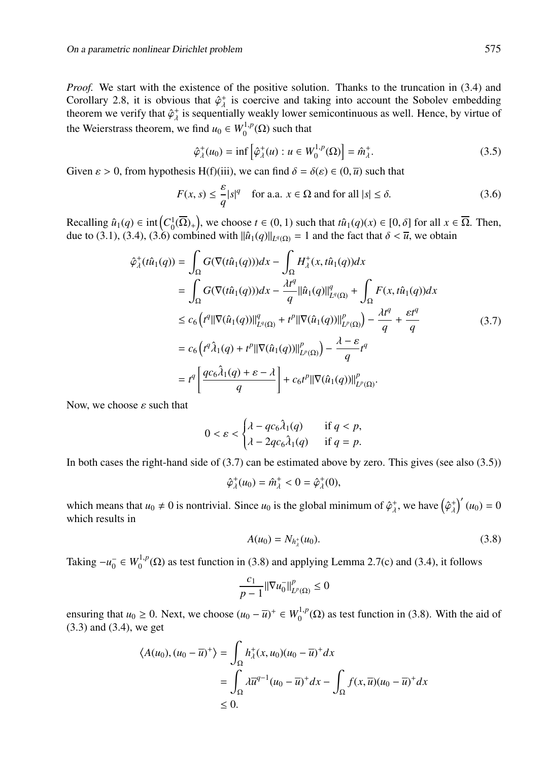*Proof.* We start with the existence of the positive solution. Thanks to the truncation in (3.4) and Corollary 2.8, it is obvious that $\hat{\varphi}_\lambda^+$ is coercive and taking into account the Sobolev embedding theorem we verify that $\hat{\varphi}_\lambda^+$ is sequentially weakly lower semicontinuous as well. Hence, by virtue of the Weierstrass theorem, we find $u_0 \in W_0^{1,p}(\Omega)$ such that

$$\hat{\varphi}_\lambda^+(u_0) = \inf\left[\hat{\varphi}_\lambda^+(u) : u \in W_0^{1,p}(\Omega)\right] = \hat{m}_\lambda^+. \tag{3.5}$$

Given $\varepsilon > 0$, from hypothesis H(f)(iii), we can find $\delta = \delta(\varepsilon) \in (0, \overline{u})$ such that

$$F(x,s) \leq \frac{\varepsilon}{q}|s|^q \quad \text{for a.a. } x \in \Omega \text{ and for all } |s| \leq \delta. \tag{3.6}$$

Recalling $\hat{u}_1(q) \in \operatorname{int}\left(C_0^1(\overline{\Omega})_+\right)$, we choose $t \in (0,1)$ such that $t\hat{u}_1(q)(x) \in [0,\delta]$ for all $x \in \overline{\Omega}$. Then, due to (3.1), (3.4), (3.6) combined with $\|\hat{u}_1(q)\|_{L^q(\Omega)} = 1$ and the fact that $\delta < \overline{u}$, we obtain

$$\begin{aligned}
\hat{\varphi}_\lambda^+(t\hat{u}_1(q)) &= \int_\Omega G(\nabla(t\hat{u}_1(q)))dx - \int_\Omega H_\lambda^+(x, t\hat{u}_1(q))dx \\
&= \int_\Omega G(\nabla(t\hat{u}_1(q)))dx - \frac{\lambda t^q}{q}\|\hat{u}_1(q)\|_{L^q(\Omega)}^q + \int_\Omega F(x, t\hat{u}_1(q))dx \\
&\leq c_6\left(t^q\|\nabla(\hat{u}_1(q))\|_{L^q(\Omega)}^q + t^p\|\nabla(\hat{u}_1(q))\|_{L^p(\Omega)}^p\right) - \frac{\lambda t^q}{q} + \frac{\varepsilon t^q}{q} \\
&= c_6\left(t^q\hat{\lambda}_1(q) + t^p\|\nabla(\hat{u}_1(q))\|_{L^p(\Omega)}^p\right) - \frac{\lambda - \varepsilon}{q}t^q \\
&= t^q\left[\frac{qc_6\hat{\lambda}_1(q) + \varepsilon - \lambda}{q}\right] + c_6 t^p\|\nabla(\hat{u}_1(q))\|_{L^p(\Omega)}^p.
\end{aligned} \tag{3.7}$$

Now, we choose $\varepsilon$ such that

$$0 < \varepsilon < \begin{cases} \lambda - qc_6\hat{\lambda}_1(q) & \text{if } q < p, \\ \lambda - 2qc_6\hat{\lambda}_1(q) & \text{if } q = p. \end{cases}$$

In both cases the right-hand side of (3.7) can be estimated above by zero. This gives (see also (3.5))

$$\hat{\varphi}_\lambda^+(u_0) = \hat{m}_\lambda^+ < 0 = \hat{\varphi}_\lambda^+(0),$$

which means that $u_0 \neq 0$ is nontrivial. Since $u_0$ is the global minimum of $\hat{\varphi}_\lambda^+$, we have $\left(\hat{\varphi}_\lambda^+\right)'(u_0) = 0$ which results in

$$A(u_0) = N_{h_\lambda^+}(u_0). \tag{3.8}$$

Taking $-u_0^- \in W_0^{1,p}(\Omega)$ as test function in (3.8) and applying Lemma 2.7(c) and (3.4), it follows

$$\frac{c_1}{p-1}\|\nabla u_0^-\|_{L^p(\Omega)}^p \leq 0$$

ensuring that $u_0 \geq 0$. Next, we choose $(u_0 - \overline{u})^+ \in W_0^{1,p}(\Omega)$ as test function in (3.8). With the aid of (3.3) and (3.4), we get

$$\begin{aligned}
\left\langle A(u_0), (u_0 - \overline{u})^+ \right\rangle &= \int_\Omega h_\lambda^+(x, u_0)(u_0 - \overline{u})^+ dx \\
&= \int_\Omega \lambda \overline{u}^{q-1}(u_0 - \overline{u})^+ dx - \int_\Omega f(x, \overline{u})(u_0 - \overline{u})^+ dx \\
&\leq 0.
\end{aligned}$$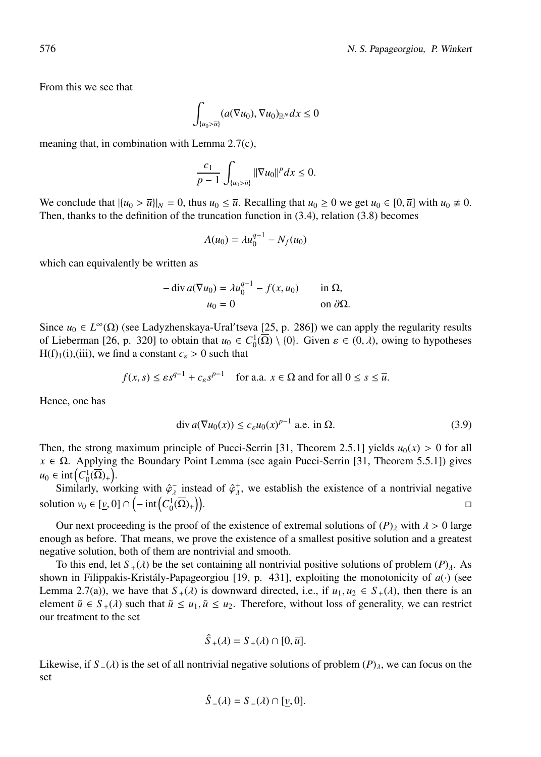From this we see that

$$\int_{\{u_0>\overline{u}\}} (a(\nabla u_0), \nabla u_0)_{\mathbb{R}^N} dx \leq 0$$

meaning that, in combination with Lemma 2.7(c),

$$\frac{c_1}{p-1} \int_{\{u_0>\overline{u}\}} \|\nabla u_0\|^p dx \leq 0.$$

We conclude that $|\{u_0 > \overline{u}\}|_N = 0$, thus $u_0 \leq \overline{u}$. Recalling that $u_0 \geq 0$ we get $u_0 \in [0, \overline{u}]$ with $u_0 \not\equiv 0$. Then, thanks to the definition of the truncation function in (3.4), relation (3.8) becomes

$$A(u_0) = \lambda u_0^{q-1} - N_f(u_0)$$

which can equivalently be written as

$$\begin{aligned} -\operatorname{div} a(\nabla u_0) &= \lambda u_0^{q-1} - f(x, u_0) \qquad &&\text{in } \Omega, \\ u_0 &= 0 &&\text{on } \partial\Omega. \end{aligned}$$

Since $u_0 \in L^\infty(\Omega)$ (see Ladyzhenskaya-Ural′tseva [25, p. 286]) we can apply the regularity results of Lieberman [26, p. 320] to obtain that $u_0 \in C_0^1(\overline{\Omega}) \setminus \{0\}$. Given $\varepsilon \in (0, \lambda)$, owing to hypotheses H(f)$_1$(i),(iii), we find a constant $c_\varepsilon > 0$ such that

$$f(x, s) \leq \varepsilon s^{q-1} + c_\varepsilon s^{p-1} \quad \text{for a.a. } x \in \Omega \text{ and for all } 0 \leq s \leq \overline{u}.$$

Hence, one has

$$\operatorname{div} a(\nabla u_0(x)) \leq c_\varepsilon u_0(x)^{p-1} \text{ a.e. in } \Omega. \tag{3.9}$$

Then, the strong maximum principle of Pucci-Serrin [31, Theorem 2.5.1] yields $u_0(x) > 0$ for all $x \in \Omega$. Applying the Boundary Point Lemma (see again Pucci-Serrin [31, Theorem 5.5.1]) gives $u_0 \in \operatorname{int}\left(C_0^1(\overline{\Omega})_+\right)$.

Similarly, working with $\hat{\varphi}_\lambda^-$ instead of $\hat{\varphi}_\lambda^+$, we establish the existence of a nontrivial negative solution $v_0 \in [\underline{v}, 0] \cap \left(-\operatorname{int}\left(C_0^1(\overline{\Omega})_+\right)\right)$. ◻

Our next proceeding is the proof of the existence of extremal solutions of $(P)_\lambda$ with $\lambda > 0$ large enough as before. That means, we prove the existence of a smallest positive solution and a greatest negative solution, both of them are nontrivial and smooth.

To this end, let $S_+(\lambda)$ be the set containing all nontrivial positive solutions of problem $(P)_\lambda$. As shown in Filippakis-Kristály-Papageorgiou [19, p. 431], exploiting the monotonicity of $a(\cdot)$ (see Lemma 2.7(a)), we have that $S_+(\lambda)$ is downward directed, i.e., if $u_1, u_2 \in S_+(\lambda)$, then there is an element $\tilde{u} \in S_+(\lambda)$ such that $\tilde{u} \leq u_1, \tilde{u} \leq u_2$. Therefore, without loss of generality, we can restrict our treatment to the set

$$\hat{S}_+(\lambda) = S_+(\lambda) \cap [0, \overline{u}].$$

Likewise, if $S_-(\lambda)$ is the set of all nontrivial negative solutions of problem $(P)_\lambda$, we can focus on the set

$$\hat{S}_-(\lambda) = S_-(\lambda) \cap [\underline{v}, 0].$$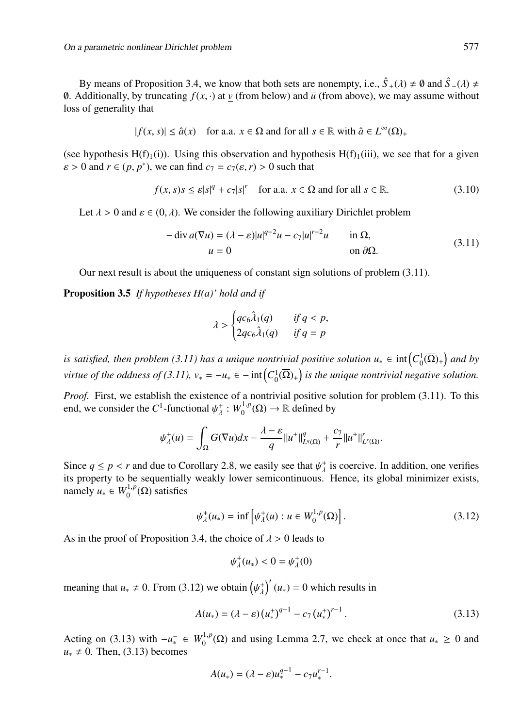By means of Proposition 3.4, we know that both sets are nonempty, i.e., $\hat{S}_+(\lambda) \neq \emptyset$ and $\hat{S}_-(\lambda) \neq \emptyset$. Additionally, by truncating $f(x, \cdot)$ at $\underline{v}$ (from below) and $\overline{u}$ (from above), we may assume without loss of generality that

$$|f(x,s)| \leq \hat{a}(x) \quad \text{for a.a. } x \in \Omega \text{ and for all } s \in \mathbb{R} \text{ with } \hat{a} \in L^\infty(\Omega)_+$$

(see hypothesis H(f)$_1$(i)). Using this observation and hypothesis H(f)$_1$(iii), we see that for a given $\varepsilon > 0$ and $r \in (p, p^*)$, we can find $c_7 = c_7(\varepsilon, r) > 0$ such that

$$f(x,s)s \leq \varepsilon |s|^q + c_7 |s|^r \quad \text{for a.a. } x \in \Omega \text{ and for all } s \in \mathbb{R}. \tag{3.10}$$

Let $\lambda > 0$ and $\varepsilon \in (0, \lambda)$. We consider the following auxiliary Dirichlet problem

$$\begin{aligned} -\operatorname{div} a(\nabla u) &= (\lambda - \varepsilon)|u|^{q-2}u - c_7|u|^{r-2}u \qquad &&\text{in } \Omega, \\ u &= 0 &&\text{on } \partial\Omega. \end{aligned} \tag{3.11}$$

Our next result is about the uniqueness of constant sign solutions of problem (3.11).

**Proposition 3.5** *If hypotheses H(a)' hold and if*

$$\lambda > \begin{cases} qc_6\hat{\lambda}_1(q) & \text{if } q < p, \\ 2qc_6\hat{\lambda}_1(q) & \text{if } q = p \end{cases}$$

*is satisfied, then problem (3.11) has a unique nontrivial positive solution $u_* \in \operatorname{int}\left(C_0^1(\overline{\Omega})_+\right)$ and by virtue of the oddness of (3.11), $v_* = -u_* \in -\operatorname{int}\left(C_0^1(\overline{\Omega})_+\right)$ is the unique nontrivial negative solution.*

*Proof.* First, we establish the existence of a nontrivial positive solution for problem (3.11). To this end, we consider the $C^1$-functional $\psi_\lambda^+ : W_0^{1,p}(\Omega) \to \mathbb{R}$ defined by

$$\psi_\lambda^+(u) = \int_\Omega G(\nabla u)dx - \frac{\lambda - \varepsilon}{q}\|u^+\|_{L^q(\Omega)}^q + \frac{c_7}{r}\|u^+\|_{L^r(\Omega)}^r.$$

Since $q \leq p < r$ and due to Corollary 2.8, we easily see that $\psi_\lambda^+$ is coercive. In addition, one verifies its property to be sequentially weakly lower semicontinuous. Hence, its global minimizer exists, namely $u_* \in W_0^{1,p}(\Omega)$ satisfies

$$\psi_\lambda^+(u_*) = \inf\left[\psi_\lambda^+(u) : u \in W_0^{1,p}(\Omega)\right]. \tag{3.12}$$

As in the proof of Proposition 3.4, the choice of $\lambda > 0$ leads to

$$\psi_\lambda^+(u_*) < 0 = \psi_\lambda^+(0)$$

meaning that $u_* \neq 0$. From (3.12) we obtain $\left(\psi_\lambda^+\right)'(u_*) = 0$ which results in

$$A(u_*) = (\lambda - \varepsilon)\left(u_*^+\right)^{q-1} - c_7\left(u_*^+\right)^{r-1}. \tag{3.13}$$

Acting on (3.13) with $-u_*^- \in W_0^{1,p}(\Omega)$ and using Lemma 2.7, we check at once that $u_* \geq 0$ and $u_* \neq 0$. Then, (3.13) becomes

$$A(u_*) = (\lambda - \varepsilon)u_*^{q-1} - c_7 u_*^{r-1}.$$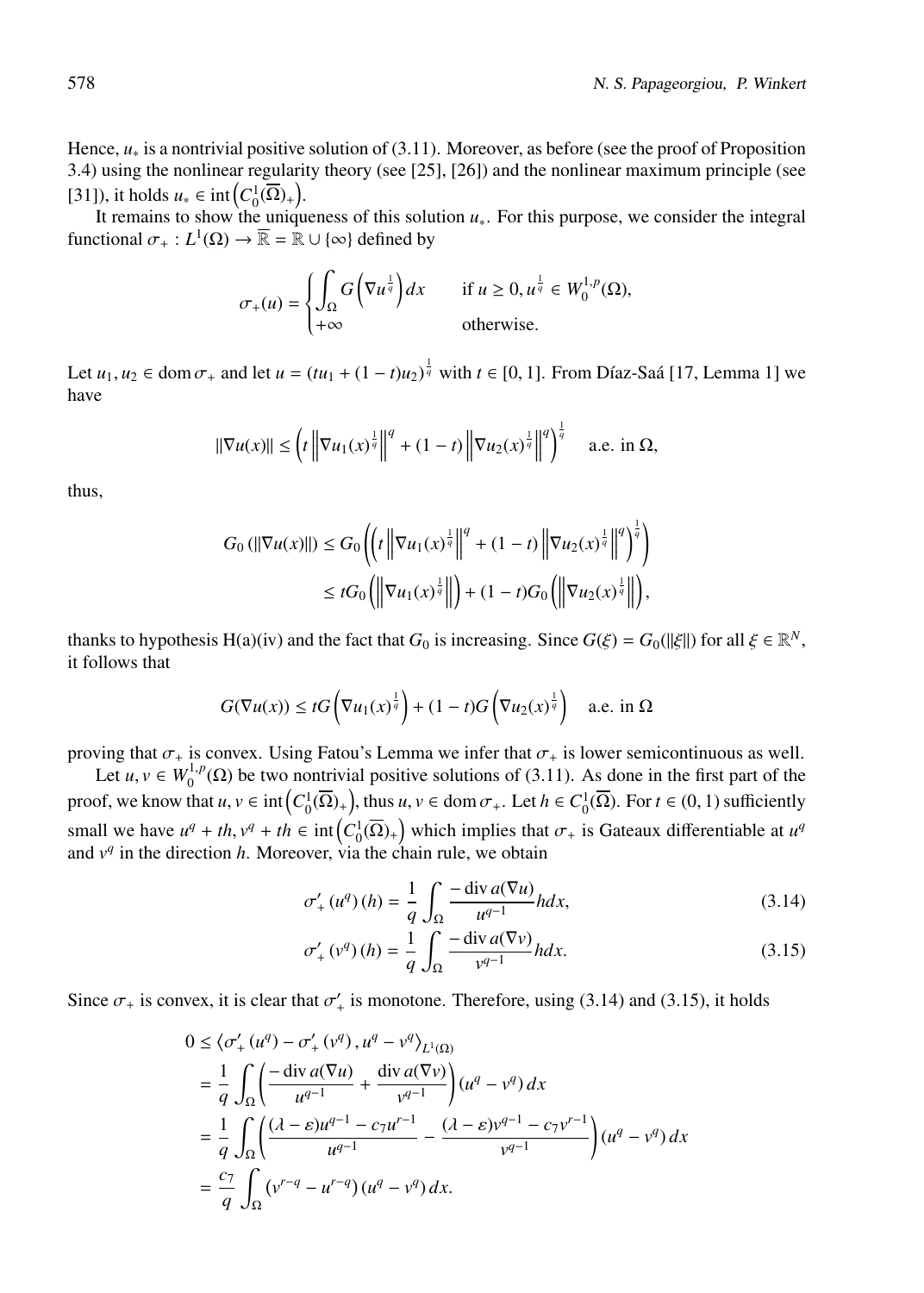Hence, $u_*$ is a nontrivial positive solution of (3.11). Moreover, as before (see the proof of Proposition 3.4) using the nonlinear regularity theory (see [25], [26]) and the nonlinear maximum principle (see [31]), it holds $u_* \in \operatorname{int}\left(C_0^1(\overline{\Omega})_+\right)$.

It remains to show the uniqueness of this solution $u_*$. For this purpose, we consider the integral functional $\sigma_+ : L^1(\Omega) \to \overline{\mathbb{R}} = \mathbb{R} \cup \{\infty\}$ defined by

$$\sigma_+(u) = \begin{cases} \displaystyle\int_\Omega G\left(\nabla u^{\frac{1}{q}}\right) dx & \text{if } u \geq 0, u^{\frac{1}{q}} \in W_0^{1,p}(\Omega), \\ +\infty & \text{otherwise.} \end{cases}$$

Let $u_1, u_2 \in \operatorname{dom} \sigma_+$ and let $u = (tu_1 + (1-t)u_2)^{\frac{1}{q}}$ with $t \in [0,1]$. From Díaz-Saá [17, Lemma 1] we have

$$\|\nabla u(x)\| \leq \left(t \left\|\nabla u_1(x)^{\frac{1}{q}}\right\|^q + (1-t)\left\|\nabla u_2(x)^{\frac{1}{q}}\right\|^q\right)^{\frac{1}{q}} \quad \text{a.e. in } \Omega,$$

thus,

$$\begin{aligned} G_0\left(\|\nabla u(x)\|\right) &\leq G_0\left(\left(t \left\|\nabla u_1(x)^{\frac{1}{q}}\right\|^q + (1-t)\left\|\nabla u_2(x)^{\frac{1}{q}}\right\|^q\right)^{\frac{1}{q}}\right) \\ &\leq tG_0\left(\left\|\nabla u_1(x)^{\frac{1}{q}}\right\|\right) + (1-t)G_0\left(\left\|\nabla u_2(x)^{\frac{1}{q}}\right\|\right), \end{aligned}$$

thanks to hypothesis H(a)(iv) and the fact that $G_0$ is increasing. Since $G(\xi) = G_0(\|\xi\|)$ for all $\xi \in \mathbb{R}^N$, it follows that

$$G(\nabla u(x)) \leq tG\left(\nabla u_1(x)^{\frac{1}{q}}\right) + (1-t)G\left(\nabla u_2(x)^{\frac{1}{q}}\right) \quad \text{a.e. in } \Omega$$

proving that $\sigma_+$ is convex. Using Fatou's Lemma we infer that $\sigma_+$ is lower semicontinuous as well.

Let $u, v \in W_0^{1,p}(\Omega)$ be two nontrivial positive solutions of (3.11). As done in the first part of the proof, we know that $u, v \in \operatorname{int}\left(C_0^1(\overline{\Omega})_+\right)$, thus $u, v \in \operatorname{dom} \sigma_+$. Let $h \in C_0^1(\overline{\Omega})$. For $t \in (0,1)$ sufficiently small we have $u^q + th, v^q + th \in \operatorname{int}\left(C_0^1(\overline{\Omega})_+\right)$ which implies that $\sigma_+$ is Gateaux differentiable at $u^q$ and $v^q$ in the direction $h$. Moreover, via the chain rule, we obtain

$$\sigma_+'\left(u^q\right)(h) = \frac{1}{q}\int_\Omega \frac{-\operatorname{div} a(\nabla u)}{u^{q-1}} h dx, \tag{3.14}$$

$$\sigma_+'\left(v^q\right)(h) = \frac{1}{q}\int_\Omega \frac{-\operatorname{div} a(\nabla v)}{v^{q-1}} h dx. \tag{3.15}$$

Since $\sigma_+$ is convex, it is clear that $\sigma_+'$ is monotone. Therefore, using (3.14) and (3.15), it holds

$$\begin{aligned} 0 &\leq \left\langle \sigma_+'\left(u^q\right) - \sigma_+'\left(v^q\right), u^q - v^q\right\rangle_{L^1(\Omega)} \\ &= \frac{1}{q}\int_\Omega \left(\frac{-\operatorname{div} a(\nabla u)}{u^{q-1}} + \frac{\operatorname{div} a(\nabla v)}{v^{q-1}}\right)\left(u^q - v^q\right) dx \\ &= \frac{1}{q}\int_\Omega \left(\frac{(\lambda - \varepsilon)u^{q-1} - c_7 u^{r-1}}{u^{q-1}} - \frac{(\lambda - \varepsilon)v^{q-1} - c_7 v^{r-1}}{v^{q-1}}\right)\left(u^q - v^q\right) dx \\ &= \frac{c_7}{q}\int_\Omega \left(v^{r-q} - u^{r-q}\right)\left(u^q - v^q\right) dx. \end{aligned}$$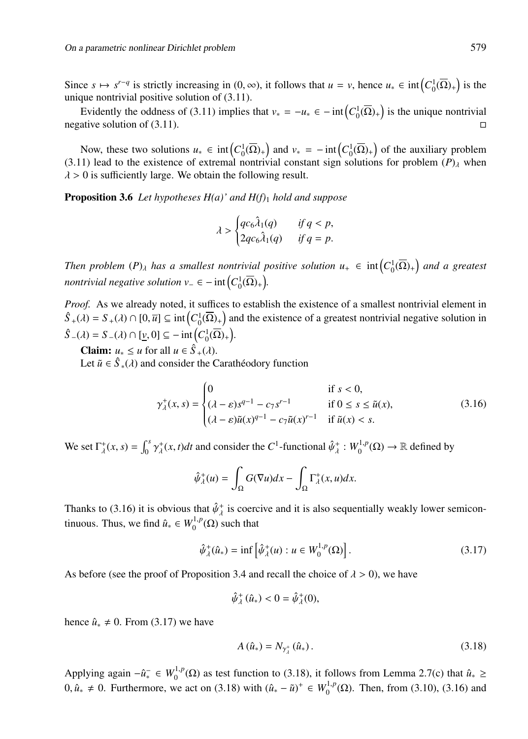Since $s \mapsto s^{r-q}$ is strictly increasing in $(0, \infty)$, it follows that $u = v$, hence $u_* \in \operatorname{int}\left(C_0^1(\overline{\Omega})_+\right)$ is the unique nontrivial positive solution of (3.11).

Evidently the oddness of (3.11) implies that $v_* = -u_* \in -\operatorname{int}\left(C_0^1(\overline{\Omega})_+\right)$ is the unique nontrivial negative solution of (3.11). □

Now, these two solutions $u_* \in \operatorname{int}\left(C_0^1(\overline{\Omega})_+\right)$ and $v_* = -\operatorname{int}\left(C_0^1(\overline{\Omega})_+\right)$ of the auxiliary problem (3.11) lead to the existence of extremal nontrivial constant sign solutions for problem $(P)_\lambda$ when $\lambda > 0$ is sufficiently large. We obtain the following result.

**Proposition 3.6** *Let hypotheses H(a)' and H(f)$_1$ hold and suppose*

$$\lambda > \begin{cases} qc_6\hat{\lambda}_1(q) & \text{if } q < p, \\ 2qc_6\hat{\lambda}_1(q) & \text{if } q = p. \end{cases}$$

*Then problem $(P)_\lambda$ has a smallest nontrivial positive solution $u_+ \in \operatorname{int}\left(C_0^1(\overline{\Omega})_+\right)$ and a greatest nontrivial negative solution $v_- \in -\operatorname{int}\left(C_0^1(\overline{\Omega})_+\right)$.*

*Proof.* As we already noted, it suffices to establish the existence of a smallest nontrivial element in $\hat{S}_+(\lambda) = S_+(\lambda) \cap [0, \overline{u}] \subseteq \operatorname{int}\left(C_0^1(\overline{\Omega})_+\right)$ and the existence of a greatest nontrivial negative solution in $\hat{S}_-(\lambda) = S_-(\lambda) \cap [\underline{v}, 0] \subseteq -\operatorname{int}\left(C_0^1(\overline{\Omega})_+\right)$.

**Claim:** $u_* \le u$ for all $u \in \hat{S}_+(\lambda)$.

Let $\tilde{u} \in \hat{S}_*(\lambda)$ and consider the Carathéodory function

$$\gamma_\lambda^+(x, s) = \begin{cases} 0 & \text{if } s < 0, \\ (\lambda - \varepsilon)s^{q-1} - c_7 s^{r-1} & \text{if } 0 \le s \le \tilde{u}(x), \\ (\lambda - \varepsilon)\tilde{u}(x)^{q-1} - c_7\tilde{u}(x)^{r-1} & \text{if } \tilde{u}(x) < s. \end{cases} \tag{3.16}$$

We set $\Gamma_\lambda^+(x, s) = \int_0^s \gamma_\lambda^+(x, t)dt$ and consider the $C^1$-functional $\hat{\psi}_\lambda^+ : W_0^{1,p}(\Omega) \to \mathbb{R}$ defined by

$$\hat{\psi}_\lambda^+(u) = \int_\Omega G(\nabla u)dx - \int_\Omega \Gamma_\lambda^+(x, u)dx.$$

Thanks to (3.16) it is obvious that $\hat{\psi}_\lambda^+$ is coercive and it is also sequentially weakly lower semicontinuous. Thus, we find $\hat{u}_* \in W_0^{1,p}(\Omega)$ such that

$$\hat{\psi}_\lambda^+(\hat{u}_*) = \inf\left[\hat{\psi}_\lambda^+(u) : u \in W_0^{1,p}(\Omega)\right]. \tag{3.17}$$

As before (see the proof of Proposition 3.4 and recall the choice of $\lambda > 0$), we have

$$\hat{\psi}_\lambda^+(\hat{u}_*) < 0 = \hat{\psi}_\lambda^+(0),$$

hence $\hat{u}_* \neq 0$. From (3.17) we have

$$A(\hat{u}_*) = N_{\gamma_\lambda^+}(\hat{u}_*). \tag{3.18}$$

Applying again $-\hat{u}_*^- \in W_0^{1,p}(\Omega)$ as test function to (3.18), it follows from Lemma 2.7(c) that $\hat{u}_* \ge 0, \hat{u}_* \neq 0$. Furthermore, we act on (3.18) with $(\hat{u}_* - \tilde{u})^+ \in W_0^{1,p}(\Omega)$. Then, from (3.10), (3.16) and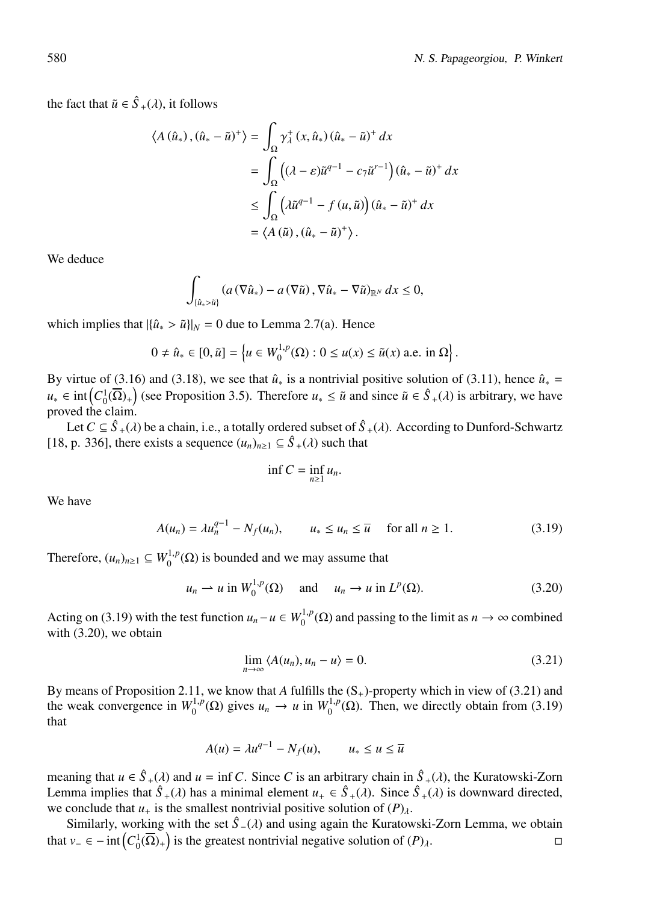the fact that $\tilde{u} \in \hat{S}_+(\lambda)$, it follows

$$
\begin{aligned}
\langle A(\hat{u}_*), (\hat{u}_* - \tilde{u})^+ \rangle &= \int_\Omega \gamma_\lambda^+(x, \hat{u}_*)(\hat{u}_* - \tilde{u})^+ \, dx \\
&= \int_\Omega \left( (\lambda - \varepsilon)\tilde{u}^{q-1} - c_7 \tilde{u}^{r-1} \right) (\hat{u}_* - \tilde{u})^+ \, dx \\
&\leq \int_\Omega \left( \lambda \tilde{u}^{q-1} - f(u, \tilde{u}) \right) (\hat{u}_* - \tilde{u})^+ \, dx \\
&= \langle A(\tilde{u}), (\hat{u}_* - \tilde{u})^+ \rangle .
\end{aligned}
$$

We deduce

$$
\int_{\{\hat{u}_* > \tilde{u}\}} (a(\nabla \hat{u}_*) - a(\nabla \tilde{u}), \nabla \hat{u}_* - \nabla \tilde{u})_{\mathbb{R}^N} \, dx \leq 0,
$$

which implies that $|\{\hat{u}_* > \tilde{u}\}|_N = 0$ due to Lemma 2.7(a). Hence

$$
0 \neq \hat{u}_* \in [0, \tilde{u}] = \left\{ u \in W_0^{1,p}(\Omega) : 0 \leq u(x) \leq \tilde{u}(x) \text{ a.e. in } \Omega \right\}.
$$

By virtue of (3.16) and (3.18), we see that $\hat{u}_*$ is a nontrivial positive solution of (3.11), hence $\hat{u}_* = u_* \in \operatorname{int}\left(C_0^1(\overline{\Omega})_+\right)$ (see Proposition 3.5). Therefore $u_* \leq \tilde{u}$ and since $\tilde{u} \in \hat{S}_+(\lambda)$ is arbitrary, we have proved the claim.

Let $C \subseteq \hat{S}_+(\lambda)$ be a chain, i.e., a totally ordered subset of $\hat{S}_+(\lambda)$. According to Dunford-Schwartz [18, p. 336], there exists a sequence $(u_n)_{n\geq 1} \subseteq \hat{S}_+(\lambda)$ such that

$$
\inf C = \inf_{n \geq 1} u_n.
$$

We have

$$
A(u_n) = \lambda u_n^{q-1} - N_f(u_n), \qquad u_* \leq u_n \leq \overline{u} \quad \text{ for all } n \geq 1. \tag{3.19}
$$

Therefore, $(u_n)_{n\geq 1} \subseteq W_0^{1,p}(\Omega)$ is bounded and we may assume that

$$
u_n \rightharpoonup u \text{ in } W_0^{1,p}(\Omega) \quad \text{ and } \quad u_n \to u \text{ in } L^p(\Omega). \tag{3.20}
$$

Acting on (3.19) with the test function $u_n - u \in W_0^{1,p}(\Omega)$ and passing to the limit as $n \to \infty$ combined with (3.20), we obtain

$$
\lim_{n \to \infty} \langle A(u_n), u_n - u \rangle = 0. \tag{3.21}
$$

By means of Proposition 2.11, we know that $A$ fulfills the $(S_+)$-property which in view of (3.21) and the weak convergence in $W_0^{1,p}(\Omega)$ gives $u_n \to u$ in $W_0^{1,p}(\Omega)$. Then, we directly obtain from (3.19) that

$$
A(u) = \lambda u^{q-1} - N_f(u), \qquad u_* \leq u \leq \overline{u}
$$

meaning that $u \in \hat{S}_+(\lambda)$ and $u = \inf C$. Since $C$ is an arbitrary chain in $\hat{S}_+(\lambda)$, the Kuratowski-Zorn Lemma implies that $\hat{S}_+(\lambda)$ has a minimal element $u_+ \in \hat{S}_+(\lambda)$. Since $\hat{S}_+(\lambda)$ is downward directed, we conclude that $u_+$ is the smallest nontrivial positive solution of $(P)_\lambda$.

Similarly, working with the set $\hat{S}_-(\lambda)$ and using again the Kuratowski-Zorn Lemma, we obtain that $v_- \in -\operatorname{int}\left(C_0^1(\overline{\Omega})_+\right)$ is the greatest nontrivial negative solution of $(P)_\lambda$. ◻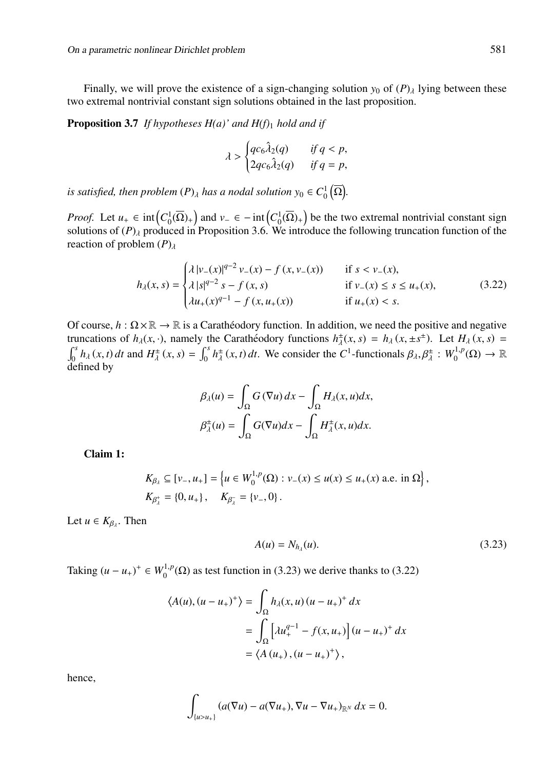Finally, we will prove the existence of a sign-changing solution $y_0$ of $(P)_\lambda$ lying between these two extremal nontrivial constant sign solutions obtained in the last proposition.

**Proposition 3.7** *If hypotheses H(a)' and H(f)$_1$ hold and if*

$$\lambda > \begin{cases} qc_6\hat{\lambda}_2(q) & \text{if } q < p, \\ 2qc_6\hat{\lambda}_2(q) & \text{if } q = p, \end{cases}$$

*is satisfied, then problem $(P)_\lambda$ has a nodal solution $y_0 \in C_0^1\left(\overline{\Omega}\right)$.*

*Proof.* Let $u_+ \in \operatorname{int}\left(C_0^1(\overline{\Omega})_+\right)$ and $v_- \in -\operatorname{int}\left(C_0^1(\overline{\Omega})_+\right)$ be the two extremal nontrivial constant sign solutions of $(P)_\lambda$ produced in Proposition 3.6. We introduce the following truncation function of the reaction of problem $(P)_\lambda$

$$h_\lambda(x,s) = \begin{cases} \lambda\, |v_-(x)|^{q-2}\, v_-(x) - f\left(x, v_-(x)\right) & \text{if } s < v_-(x), \\ \lambda\, |s|^{q-2}\, s - f\left(x, s\right) & \text{if } v_-(x) \le s \le u_+(x), \\ \lambda u_+(x)^{q-1} - f\left(x, u_+(x)\right) & \text{if } u_+(x) < s. \end{cases} \tag{3.22}$$

Of course, $h : \Omega\times\mathbb{R} \to \mathbb{R}$ is a Carathéodory function. In addition, we need the positive and negative truncations of $h_\lambda(x,\cdot)$, namely the Carathéodory functions $h_\lambda^\pm(x,s) = h_\lambda\left(x, \pm s^\pm\right)$. Let $H_\lambda\left(x,s\right) = \int_0^s h_\lambda\left(x,t\right) dt$ and $H_\lambda^\pm\left(x,s\right) = \int_0^s h_\lambda^\pm\left(x,t\right) dt$. We consider the $C^1$-functionals $\beta_\lambda, \beta_\lambda^\pm : W_0^{1,p}(\Omega) \to \mathbb{R}$ defined by

$$\beta_\lambda(u) = \int_\Omega G\left(\nabla u\right) dx - \int_\Omega H_\lambda(x,u) dx,$$
$$\beta_\lambda^\pm(u) = \int_\Omega G(\nabla u) dx - \int_\Omega H_\lambda^\pm(x,u) dx.$$

**Claim 1:**

$$K_{\beta_\lambda} \subseteq [v_-, u_+] = \left\{u \in W_0^{1,p}(\Omega) : v_-(x) \le u(x) \le u_+(x) \text{ a.e. in } \Omega\right\},$$
$$K_{\beta_\lambda^+} = \{0, u_+\}, \quad K_{\beta_\lambda^-} = \{v_-, 0\}.$$

Let $u \in K_{\beta_\lambda}$. Then

$$A(u) = N_{h_\lambda}(u). \tag{3.23}$$

Taking $(u-u_+)^+ \in W_0^{1,p}(\Omega)$ as test function in (3.23) we derive thanks to (3.22)

$$\begin{aligned} \left\langle A(u), (u-u_+)^+ \right\rangle &= \int_\Omega h_\lambda(x,u)\,(u-u_+)^+\, dx \\ &= \int_\Omega \left[\lambda u_+^{q-1} - f(x,u_+)\right](u-u_+)^+\, dx \\ &= \left\langle A\left(u_+\right), (u-u_+)^+ \right\rangle, \end{aligned}$$

hence,

$$\int_{\{u>u_+\}} (a(\nabla u) - a(\nabla u_+), \nabla u - \nabla u_+)_{\mathbb{R}^N}\, dx = 0.$$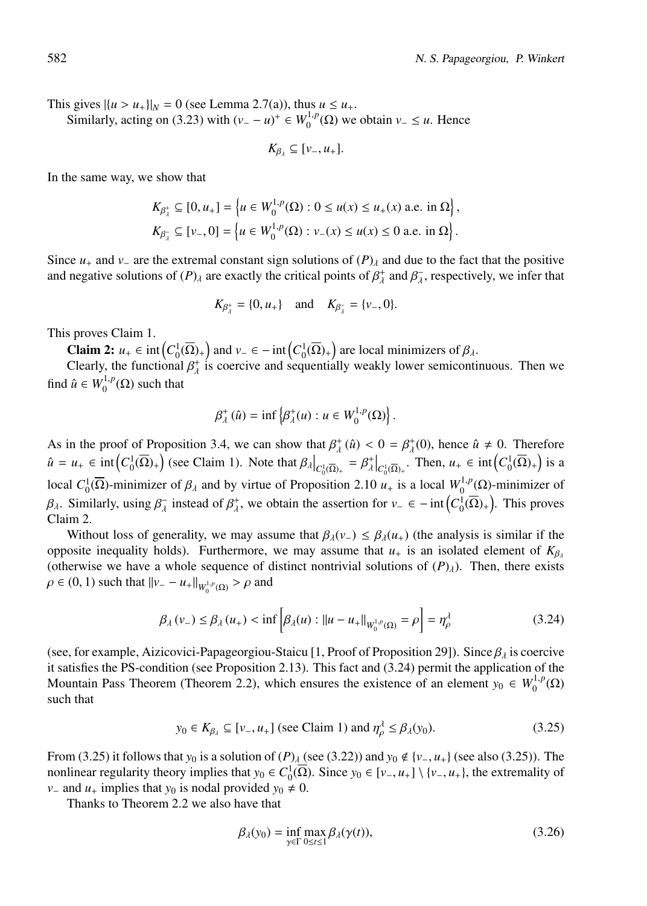This gives $|\{u > u_+\}|_N = 0$ (see Lemma 2.7(a)), thus $u \leq u_+$.

Similarly, acting on (3.23) with $(v_- - u)^+ \in W_0^{1,p}(\Omega)$ we obtain $v_- \leq u$. Hence

$$K_{\beta_\lambda} \subseteq [v_-, u_+].$$

In the same way, we show that

$$K_{\beta_\lambda^+} \subseteq [0, u_+] = \left\{u \in W_0^{1,p}(\Omega) : 0 \leq u(x) \leq u_+(x) \text{ a.e. in } \Omega\right\},$$
$$K_{\beta_\lambda^-} \subseteq [v_-, 0] = \left\{u \in W_0^{1,p}(\Omega) : v_-(x) \leq u(x) \leq 0 \text{ a.e. in } \Omega\right\}.$$

Since $u_+$ and $v_-$ are the extremal constant sign solutions of $(P)_\lambda$ and due to the fact that the positive and negative solutions of $(P)_\lambda$ are exactly the critical points of $\beta_\lambda^+$ and $\beta_\lambda^-$, respectively, we infer that

$$K_{\beta_\lambda^+} = \{0, u_+\} \quad \text{and} \quad K_{\beta_\lambda^-} = \{v_-, 0\}.$$

This proves Claim 1.

**Claim 2:** $u_+ \in \operatorname{int}\left(C_0^1(\overline{\Omega})_+\right)$ and $v_- \in -\operatorname{int}\left(C_0^1(\overline{\Omega})_+\right)$ are local minimizers of $\beta_\lambda$.

Clearly, the functional $\beta_\lambda^+$ is coercive and sequentially weakly lower semicontinuous. Then we find $\hat{u} \in W_0^{1,p}(\Omega)$ such that

$$\beta_\lambda^+(\hat{u}) = \inf\left\{\beta_\lambda^+(u) : u \in W_0^{1,p}(\Omega)\right\}.$$

As in the proof of Proposition 3.4, we can show that $\beta_\lambda^+(\hat{u}) < 0 = \beta_\lambda^+(0)$, hence $\hat{u} \neq 0$. Therefore $\hat{u} = u_+ \in \operatorname{int}\left(C_0^1(\overline{\Omega})_+\right)$ (see Claim 1). Note that $\beta_\lambda\big|_{C_0^1(\overline{\Omega})_+} = \beta_\lambda^+\big|_{C_0^1(\overline{\Omega})_+}$. Then, $u_+ \in \operatorname{int}\left(C_0^1(\overline{\Omega})_+\right)$ is a local $C_0^1(\overline{\Omega})$-minimizer of $\beta_\lambda$ and by virtue of Proposition 2.10 $u_+$ is a local $W_0^{1,p}(\Omega)$-minimizer of $\beta_\lambda$. Similarly, using $\beta_\lambda^-$ instead of $\beta_\lambda^+$, we obtain the assertion for $v_- \in -\operatorname{int}\left(C_0^1(\overline{\Omega})_+\right)$. This proves Claim 2.

Without loss of generality, we may assume that $\beta_\lambda(v_-) \leq \beta_\lambda(u_+)$ (the analysis is similar if the opposite inequality holds). Furthermore, we may assume that $u_+$ is an isolated element of $K_{\beta_\lambda}$ (otherwise we have a whole sequence of distinct nontrivial solutions of $(P)_\lambda$). Then, there exists $\rho \in (0,1)$ such that $\|v_- - u_+\|_{W_0^{1,p}(\Omega)} > \rho$ and

$$\beta_\lambda(v_-) \leq \beta_\lambda(u_+) < \inf\left[\beta_\lambda(u) : \|u - u_+\|_{W_0^{1,p}(\Omega)} = \rho\right] = \eta_\rho^\lambda \tag{3.24}$$

(see, for example, Aizicovici-Papageorgiou-Staicu [1, Proof of Proposition 29]). Since $\beta_\lambda$ is coercive it satisfies the PS-condition (see Proposition 2.13). This fact and (3.24) permit the application of the Mountain Pass Theorem (Theorem 2.2), which ensures the existence of an element $y_0 \in W_0^{1,p}(\Omega)$ such that

$$y_0 \in K_{\beta_\lambda} \subseteq [v_-, u_+] \text{ (see Claim 1) and } \eta_\rho^\lambda \leq \beta_\lambda(y_0). \tag{3.25}$$

From (3.25) it follows that $y_0$ is a solution of $(P)_\lambda$ (see (3.22)) and $y_0 \notin \{v_-, u_+\}$ (see also (3.25)). The nonlinear regularity theory implies that $y_0 \in C_0^1(\overline{\Omega})$. Since $y_0 \in [v_-, u_+] \setminus \{v_-, u_+\}$, the extremality of $v_-$ and $u_+$ implies that $y_0$ is nodal provided $y_0 \neq 0$.

Thanks to Theorem 2.2 we also have that

$$\beta_\lambda(y_0) = \inf_{\gamma \in \Gamma} \max_{0 \leq t \leq 1} \beta_\lambda(\gamma(t)), \tag{3.26}$$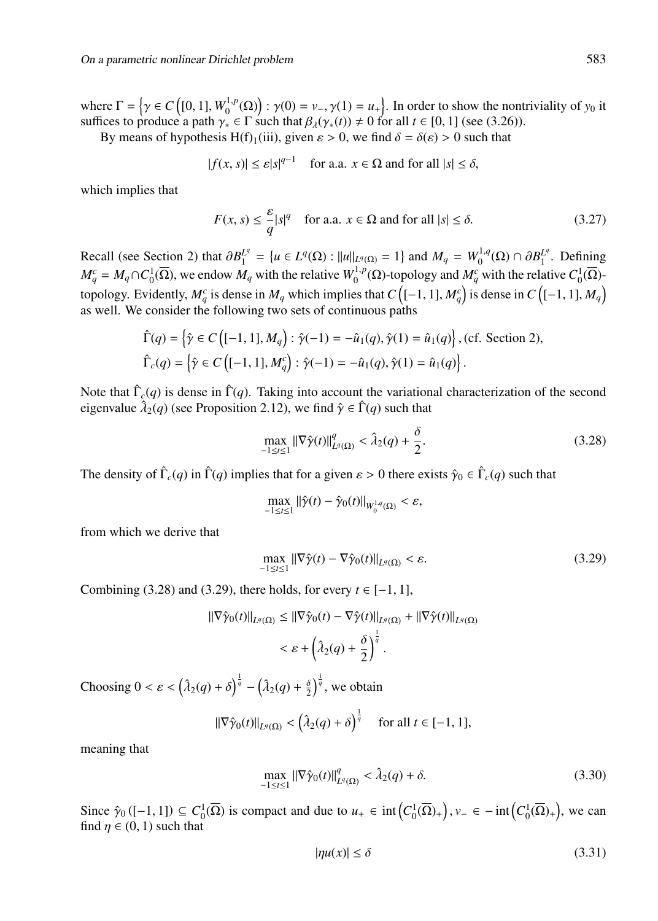where $\Gamma = \left\{\gamma \in C\left([0,1], W_0^{1,p}(\Omega)\right) : \gamma(0) = v_-, \gamma(1) = u_+\right\}$. In order to show the nontriviality of $y_0$ it suffices to produce a path $\gamma_* \in \Gamma$ such that $\beta_\lambda(\gamma_*(t)) \neq 0$ for all $t \in [0,1]$ (see (3.26)).

By means of hypothesis H(f)$_1$(iii), given $\varepsilon > 0$, we find $\delta = \delta(\varepsilon) > 0$ such that

$$|f(x,s)| \leq \varepsilon |s|^{q-1} \quad \text{for a.a. } x \in \Omega \text{ and for all } |s| \leq \delta,$$

which implies that

$$F(x,s) \leq \frac{\varepsilon}{q}|s|^q \quad \text{for a.a. } x \in \Omega \text{ and for all } |s| \leq \delta. \tag{3.27}$$

Recall (see Section 2) that $\partial B_1^{L^q} = \{u \in L^q(\Omega) : \|u\|_{L^q(\Omega)} = 1\}$ and $M_q = W_0^{1,q}(\Omega) \cap \partial B_1^{L^q}$. Defining $M_q^c = M_q \cap C_0^1(\overline{\Omega})$, we endow $M_q$ with the relative $W_0^{1,p}(\Omega)$-topology and $M_q^c$ with the relative $C_0^1(\overline{\Omega})$-topology. Evidently, $M_q^c$ is dense in $M_q$ which implies that $C\left([-1,1], M_q^c\right)$ is dense in $C\left([-1,1], M_q\right)$ as well. We consider the following two sets of continuous paths

$$\begin{aligned}
\hat{\Gamma}(q) &= \left\{\hat{\gamma} \in C\left([-1,1], M_q\right) : \hat{\gamma}(-1) = -\hat{u}_1(q), \hat{\gamma}(1) = \hat{u}_1(q)\right\}, \text{(cf. Section 2)},\\
\hat{\Gamma}_c(q) &= \left\{\hat{\gamma} \in C\left([-1,1], M_q^c\right) : \hat{\gamma}(-1) = -\hat{u}_1(q), \hat{\gamma}(1) = \hat{u}_1(q)\right\}.
\end{aligned}$$

Note that $\hat{\Gamma}_c(q)$ is dense in $\hat{\Gamma}(q)$. Taking into account the variational characterization of the second eigenvalue $\hat{\lambda}_2(q)$ (see Proposition 2.12), we find $\hat{\gamma} \in \hat{\Gamma}(q)$ such that

$$\max_{-1 \leq t \leq 1} \|\nabla \hat{\gamma}(t)\|_{L^q(\Omega)}^q < \hat{\lambda}_2(q) + \frac{\delta}{2}. \tag{3.28}$$

The density of $\hat{\Gamma}_c(q)$ in $\hat{\Gamma}(q)$ implies that for a given $\varepsilon > 0$ there exists $\hat{\gamma}_0 \in \hat{\Gamma}_c(q)$ such that

$$\max_{-1 \leq t \leq 1} \|\hat{\gamma}(t) - \hat{\gamma}_0(t)\|_{W_0^{1,q}(\Omega)} < \varepsilon,$$

from which we derive that

$$\max_{-1 \leq t \leq 1} \|\nabla \hat{\gamma}(t) - \nabla \hat{\gamma}_0(t)\|_{L^q(\Omega)} < \varepsilon. \tag{3.29}$$

Combining (3.28) and (3.29), there holds, for every $t \in [-1,1]$,

$$\begin{aligned}
\|\nabla \hat{\gamma}_0(t)\|_{L^q(\Omega)} &\leq \|\nabla \hat{\gamma}_0(t) - \nabla \hat{\gamma}(t)\|_{L^q(\Omega)} + \|\nabla \hat{\gamma}(t)\|_{L^q(\Omega)}\\
&< \varepsilon + \left(\hat{\lambda}_2(q) + \frac{\delta}{2}\right)^{\frac{1}{q}}.
\end{aligned}$$

Choosing $0 < \varepsilon < \left(\hat{\lambda}_2(q) + \delta\right)^{\frac{1}{q}} - \left(\hat{\lambda}_2(q) + \frac{\delta}{2}\right)^{\frac{1}{q}}$, we obtain

$$\|\nabla \hat{\gamma}_0(t)\|_{L^q(\Omega)} < \left(\hat{\lambda}_2(q) + \delta\right)^{\frac{1}{q}} \quad \text{for all } t \in [-1,1],$$

meaning that

$$\max_{-1 \leq t \leq 1} \|\nabla \hat{\gamma}_0(t)\|_{L^q(\Omega)}^q < \hat{\lambda}_2(q) + \delta. \tag{3.30}$$

Since $\hat{\gamma}_0([-1,1]) \subseteq C_0^1(\overline{\Omega})$ is compact and due to $u_+ \in \operatorname{int}\left(C_0^1(\overline{\Omega})_+\right), v_- \in -\operatorname{int}\left(C_0^1(\overline{\Omega})_+\right)$, we can find $\eta \in (0,1)$ such that

$$|\eta u(x)| \leq \delta \tag{3.31}$$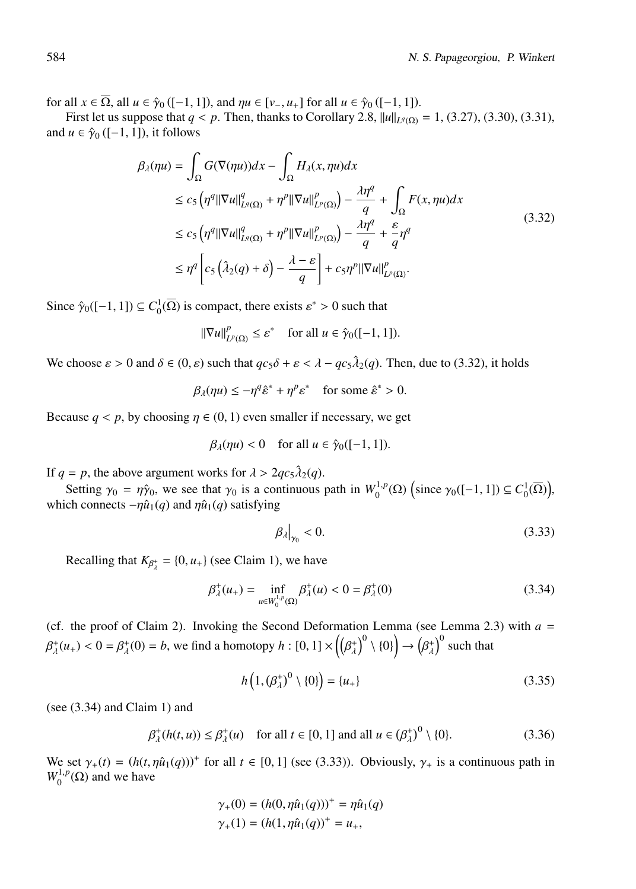for all $x \in \overline{\Omega}$, all $u \in \hat{\gamma}_0([-1,1])$, and $\eta u \in [v_-, u_+]$ for all $u \in \hat{\gamma}_0([-1,1])$.

First let us suppose that $q < p$. Then, thanks to Corollary 2.8, $\|u\|_{L^q(\Omega)} = 1$, (3.27), (3.30), (3.31), and $u \in \hat{\gamma}_0([-1,1])$, it follows

$$
\begin{aligned}
\beta_\lambda(\eta u) &= \int_\Omega G(\nabla(\eta u))dx - \int_\Omega H_\lambda(x, \eta u)dx \\
&\leq c_5\left(\eta^q \|\nabla u\|^q_{L^q(\Omega)} + \eta^p \|\nabla u\|^p_{L^p(\Omega)}\right) - \frac{\lambda \eta^q}{q} + \int_\Omega F(x, \eta u)dx \\
&\leq c_5\left(\eta^q \|\nabla u\|^q_{L^q(\Omega)} + \eta^p \|\nabla u\|^p_{L^p(\Omega)}\right) - \frac{\lambda \eta^q}{q} + \frac{\varepsilon}{q}\eta^q \\
&\leq \eta^q \left[c_5\left(\hat{\lambda}_2(q) + \delta\right) - \frac{\lambda - \varepsilon}{q}\right] + c_5 \eta^p \|\nabla u\|^p_{L^p(\Omega)}.
\end{aligned}
\tag{3.32}
$$

Since $\hat{\gamma}_0([-1,1]) \subseteq C^1_0(\overline{\Omega})$ is compact, there exists $\varepsilon^* > 0$ such that

$$
\|\nabla u\|^p_{L^p(\Omega)} \leq \varepsilon^* \quad \text{for all } u \in \hat{\gamma}_0([-1,1]).
$$

We choose $\varepsilon > 0$ and $\delta \in (0, \varepsilon)$ such that $qc_5\delta + \varepsilon < \lambda - qc_5\hat{\lambda}_2(q)$. Then, due to (3.32), it holds

$$
\beta_\lambda(\eta u) \leq -\eta^q \hat{\varepsilon}^* + \eta^p \varepsilon^* \quad \text{for some } \hat{\varepsilon}^* > 0.
$$

Because $q < p$, by choosing $\eta \in (0,1)$ even smaller if necessary, we get

$$
\beta_\lambda(\eta u) < 0 \quad \text{for all } u \in \hat{\gamma}_0([-1,1]).
$$

If $q = p$, the above argument works for $\lambda > 2qc_5\hat{\lambda}_2(q)$.

Setting $\gamma_0 = \eta\hat{\gamma}_0$, we see that $\gamma_0$ is a continuous path in $W^{1,p}_0(\Omega)$ $\left(\text{since } \gamma_0([-1,1]) \subseteq C^1_0(\overline{\Omega})\right)$, which connects $-\eta\hat{u}_1(q)$ and $\eta\hat{u}_1(q)$ satisfying

$$
\beta_\lambda\big|_{\gamma_0} < 0. \tag{3.33}
$$

Recalling that $K_{\beta^+_\lambda} = \{0, u_+\}$ (see Claim 1), we have

$$
\beta^+_\lambda(u_+) = \inf_{u \in W^{1,p}_0(\Omega)} \beta^+_\lambda(u) < 0 = \beta^+_\lambda(0) \tag{3.34}
$$

(cf. the proof of Claim 2). Invoking the Second Deformation Lemma (see Lemma 2.3) with $a = \beta^+_\lambda(u_+) < 0 = \beta^+_\lambda(0) = b$, we find a homotopy $h : [0,1] \times \left(\left(\beta^+_\lambda\right)^0 \setminus \{0\}\right) \to \left(\beta^+_\lambda\right)^0$ such that

$$
h\left(1, (\beta^+_\lambda)^0 \setminus \{0\}\right) = \{u_+\} \tag{3.35}
$$

(see (3.34) and Claim 1) and

$$
\beta^+_\lambda(h(t,u)) \leq \beta^+_\lambda(u) \quad \text{for all } t \in [0,1] \text{ and all } u \in (\beta^+_\lambda)^0 \setminus \{0\}. \tag{3.36}
$$

We set $\gamma_+(t) = (h(t, \eta\hat{u}_1(q)))^+$ for all $t \in [0,1]$ (see (3.33)). Obviously, $\gamma_+$ is a continuous path in $W^{1,p}_0(\Omega)$ and we have

$$
\begin{aligned}
\gamma_+(0) &= (h(0, \eta\hat{u}_1(q)))^+ = \eta\hat{u}_1(q) \\
\gamma_+(1) &= (h(1, \eta\hat{u}_1(q)))^+ = u_+,
\end{aligned}
$$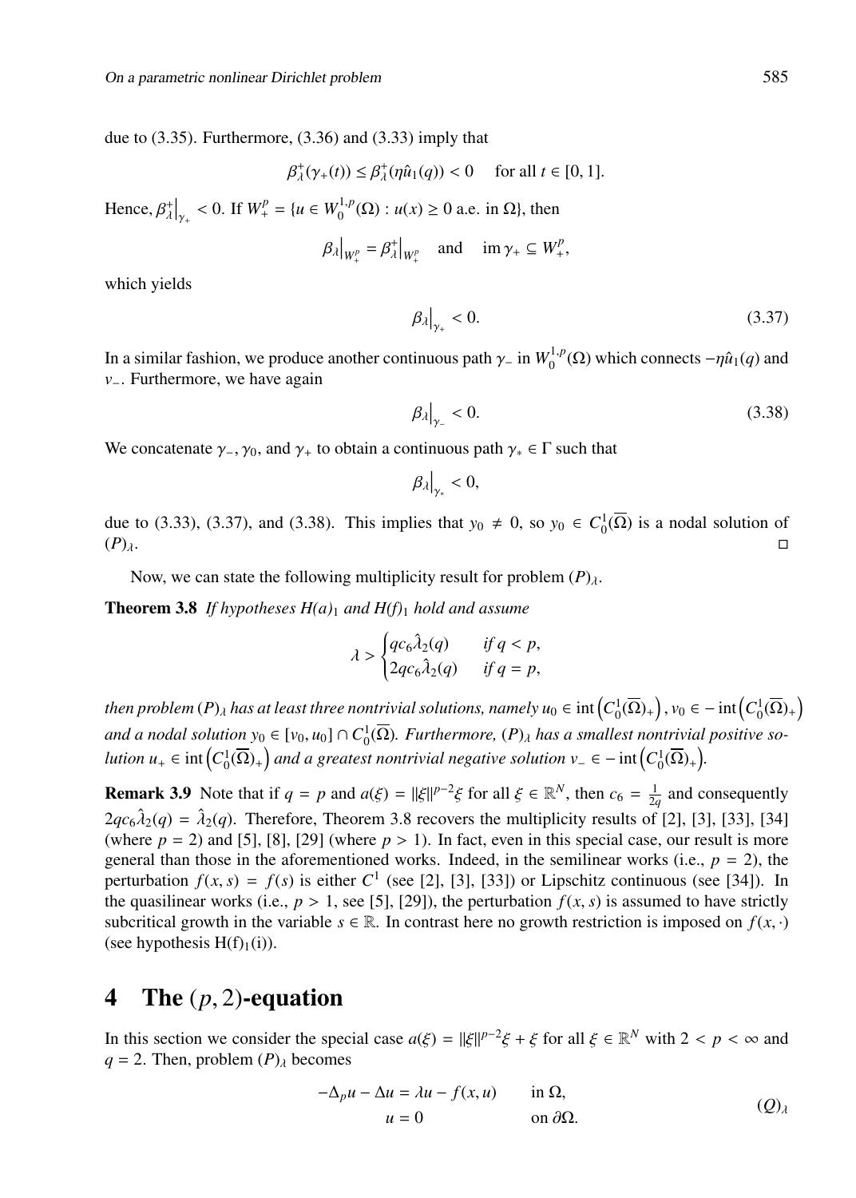due to (3.35). Furthermore, (3.36) and (3.33) imply that

$$\beta_\lambda^+(\gamma_+(t)) \leq \beta_\lambda^+(\eta \hat{u}_1(q)) < 0 \quad \text{ for all } t \in [0,1].$$

Hence, $\beta_\lambda^+\big|_{\gamma_+} < 0$. If $W_+^p = \{u \in W_0^{1,p}(\Omega) : u(x) \geq 0 \text{ a.e. in } \Omega\}$, then

$$\beta_\lambda\big|_{W_+^p} = \beta_\lambda^+\big|_{W_+^p} \quad \text{and} \quad \operatorname{im}\gamma_+ \subseteq W_+^p,$$

which yields

$$\beta_\lambda\big|_{\gamma_+} < 0. \tag{3.37}$$

In a similar fashion, we produce another continuous path $\gamma_-$ in $W_0^{1,p}(\Omega)$ which connects $-\eta\hat{u}_1(q)$ and $v_-$. Furthermore, we have again

$$\beta_\lambda\big|_{\gamma_-} < 0. \tag{3.38}$$

We concatenate $\gamma_-, \gamma_0$, and $\gamma_+$ to obtain a continuous path $\gamma_* \in \Gamma$ such that

$$\beta_\lambda\big|_{\gamma_*} < 0,$$

due to (3.33), (3.37), and (3.38). This implies that $y_0 \neq 0$, so $y_0 \in C_0^1(\overline{\Omega})$ is a nodal solution of $(P)_\lambda$. □

Now, we can state the following multiplicity result for problem $(P)_\lambda$.

**Theorem 3.8** *If hypotheses H(a)$_1$ and H(f)$_1$ hold and assume*

$$\lambda > \begin{cases} qc_6\hat{\lambda}_2(q) & \text{if } q < p, \\ 2qc_6\hat{\lambda}_2(q) & \text{if } q = p, \end{cases}$$

*then problem $(P)_\lambda$ has at least three nontrivial solutions, namely $u_0 \in \operatorname{int}\left(C_0^1(\overline{\Omega})_+\right), v_0 \in -\operatorname{int}\left(C_0^1(\overline{\Omega})_+\right)$ and a nodal solution $y_0 \in [v_0, u_0] \cap C_0^1(\overline{\Omega})$. Furthermore, $(P)_\lambda$ has a smallest nontrivial positive solution $u_+ \in \operatorname{int}\left(C_0^1(\overline{\Omega})_+\right)$ and a greatest nontrivial negative solution $v_- \in -\operatorname{int}\left(C_0^1(\overline{\Omega})_+\right)$.*

**Remark 3.9** Note that if $q = p$ and $a(\xi) = \|\xi\|^{p-2}\xi$ for all $\xi \in \mathbb{R}^N$, then $c_6 = \frac{1}{2q}$ and consequently $2qc_6\hat{\lambda}_2(q) = \hat{\lambda}_2(q)$. Therefore, Theorem 3.8 recovers the multiplicity results of [2], [3], [33], [34] (where $p = 2$) and [5], [8], [29] (where $p > 1$). In fact, even in this special case, our result is more general than those in the aforementioned works. Indeed, in the semilinear works (i.e., $p = 2$), the perturbation $f(x,s) = f(s)$ is either $C^1$ (see [2], [3], [33]) or Lipschitz continuous (see [34]). In the quasilinear works (i.e., $p > 1$, see [5], [29]), the perturbation $f(x,s)$ is assumed to have strictly subcritical growth in the variable $s \in \mathbb{R}$. In contrast here no growth restriction is imposed on $f(x,\cdot)$ (see hypothesis H(f)$_1$(i)).

## 4 The $(p,2)$-equation

In this section we consider the special case $a(\xi) = \|\xi\|^{p-2}\xi + \xi$ for all $\xi \in \mathbb{R}^N$ with $2 < p < \infty$ and $q = 2$. Then, problem $(P)_\lambda$ becomes

$$\begin{aligned} -\Delta_p u - \Delta u &= \lambda u - f(x,u) \qquad && \text{in } \Omega, \\ u &= 0 && \text{on } \partial\Omega. \end{aligned} \tag{$Q$}_\lambda$$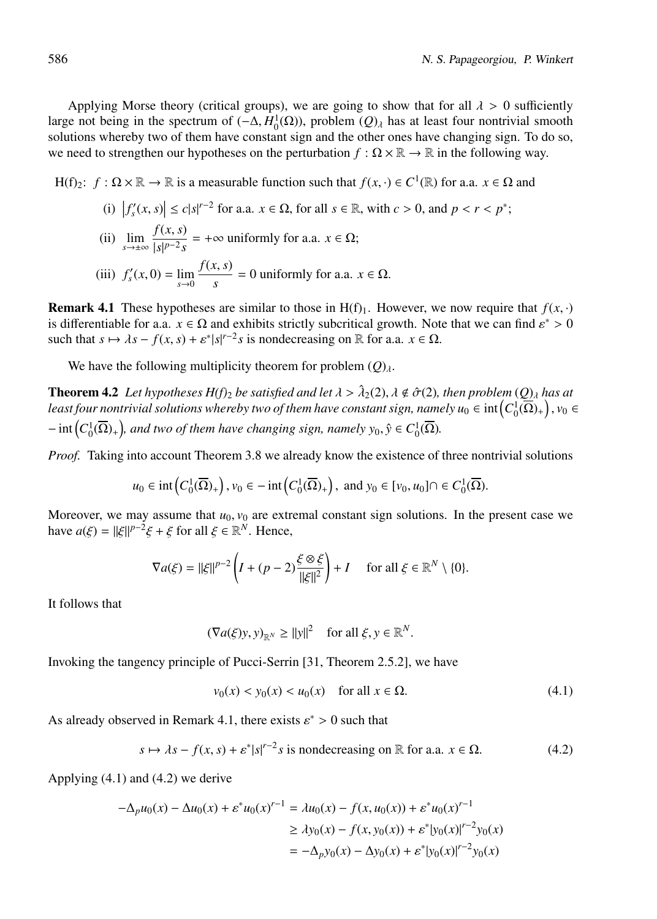Applying Morse theory (critical groups), we are going to show that for all $\lambda > 0$ sufficiently large not being in the spectrum of $(-\Delta, H_0^1(\Omega))$, problem $(Q)_\lambda$ has at least four nontrivial smooth solutions whereby two of them have constant sign and the other ones have changing sign. To do so, we need to strengthen our hypotheses on the perturbation $f : \Omega \times \mathbb{R} \to \mathbb{R}$ in the following way.

H(f)$_2$: $f : \Omega \times \mathbb{R} \to \mathbb{R}$ is a measurable function such that $f(x, \cdot) \in C^1(\mathbb{R})$ for a.a. $x \in \Omega$ and

(i) $\left|f_s'(x, s)\right| \le c|s|^{r-2}$ for a.a. $x \in \Omega$, for all $s \in \mathbb{R}$, with $c > 0$, and $p < r < p^*$;

(ii) $\displaystyle\lim_{s\to\pm\infty} \frac{f(x, s)}{|s|^{p-2}s} = +\infty$ uniformly for a.a. $x \in \Omega$;

(iii) $\displaystyle f_s'(x, 0) = \lim_{s\to 0} \frac{f(x, s)}{s} = 0$ uniformly for a.a. $x \in \Omega$.

**Remark 4.1** These hypotheses are similar to those in H(f)$_1$. However, we now require that $f(x, \cdot)$ is differentiable for a.a. $x \in \Omega$ and exhibits strictly subcritical growth. Note that we can find $\varepsilon^* > 0$ such that $s \mapsto \lambda s - f(x, s) + \varepsilon^*|s|^{r-2}s$ is nondecreasing on $\mathbb{R}$ for a.a. $x \in \Omega$.

We have the following multiplicity theorem for problem $(Q)_\lambda$.

**Theorem 4.2** *Let hypotheses H(f)$_2$ be satisfied and let $\lambda > \hat{\lambda}_2(2)$, $\lambda \notin \hat{\sigma}(2)$, then problem $(Q)_\lambda$ has at least four nontrivial solutions whereby two of them have constant sign, namely $u_0 \in \operatorname{int}\left(C_0^1(\overline{\Omega})_+\right)$, $v_0 \in -\operatorname{int}\left(C_0^1(\overline{\Omega})_+\right)$, and two of them have changing sign, namely $y_0, \hat{y} \in C_0^1(\overline{\Omega})$.*

*Proof.* Taking into account Theorem 3.8 we already know the existence of three nontrivial solutions

$$u_0 \in \operatorname{int}\left(C_0^1(\overline{\Omega})_+\right), v_0 \in -\operatorname{int}\left(C_0^1(\overline{\Omega})_+\right), \text{ and } y_0 \in [v_0, u_0] \cap \in C_0^1(\overline{\Omega}).$$

Moreover, we may assume that $u_0, v_0$ are extremal constant sign solutions. In the present case we have $a(\xi) = \|\xi\|^{p-2}\xi + \xi$ for all $\xi \in \mathbb{R}^N$. Hence,

$$\nabla a(\xi) = \|\xi\|^{p-2}\left(I + (p-2)\frac{\xi \otimes \xi}{\|\xi\|^2}\right) + I \quad \text{ for all } \xi \in \mathbb{R}^N \setminus \{0\}.$$

It follows that

$$(\nabla a(\xi)y, y)_{\mathbb{R}^N} \ge \|y\|^2 \quad \text{for all } \xi, y \in \mathbb{R}^N.$$

Invoking the tangency principle of Pucci-Serrin [31, Theorem 2.5.2], we have

$$v_0(x) < y_0(x) < u_0(x) \quad \text{for all } x \in \Omega. \tag{4.1}$$

As already observed in Remark 4.1, there exists $\varepsilon^* > 0$ such that

$$s \mapsto \lambda s - f(x, s) + \varepsilon^*|s|^{r-2}s \text{ is nondecreasing on } \mathbb{R} \text{ for a.a. } x \in \Omega. \tag{4.2}$$

Applying (4.1) and (4.2) we derive

$$\begin{aligned}
-\Delta_p u_0(x) - \Delta u_0(x) + \varepsilon^* u_0(x)^{r-1} &= \lambda u_0(x) - f(x, u_0(x)) + \varepsilon^* u_0(x)^{r-1} \\
&\ge \lambda y_0(x) - f(x, y_0(x)) + \varepsilon^*|y_0(x)|^{r-2}y_0(x) \\
&= -\Delta_p y_0(x) - \Delta y_0(x) + \varepsilon^*|y_0(x)|^{r-2}y_0(x)
\end{aligned}$$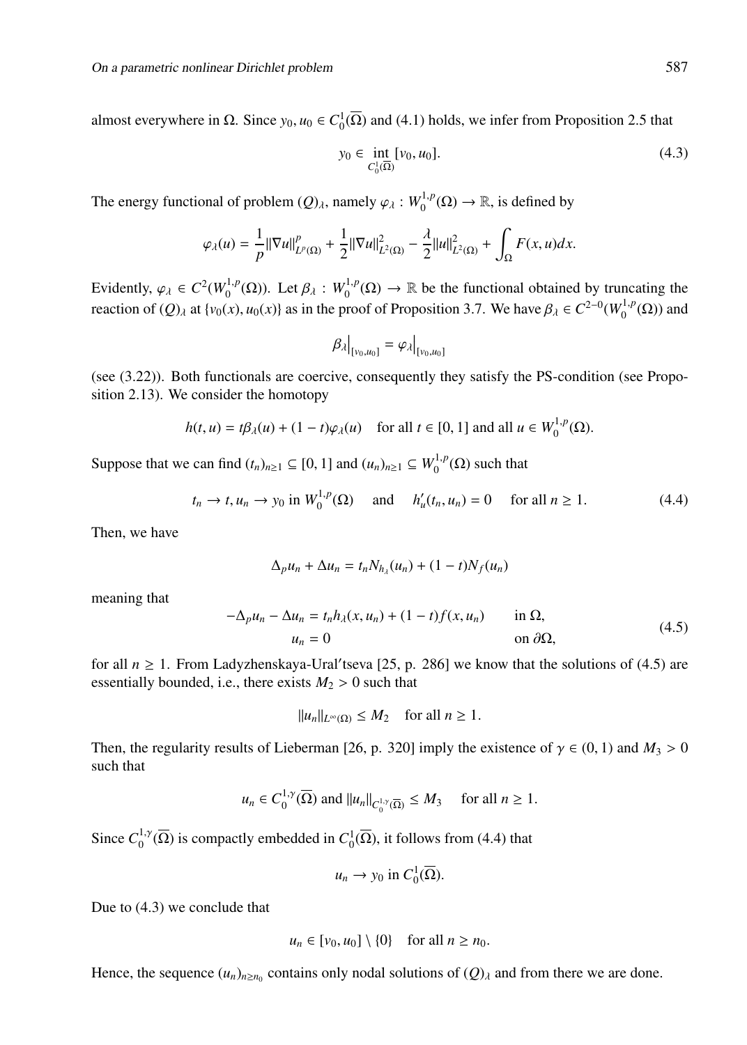almost everywhere in $\Omega$. Since $y_0, u_0 \in C_0^1(\overline{\Omega})$ and (4.1) holds, we infer from Proposition 2.5 that

$$y_0 \in \operatorname*{int}_{C_0^1(\overline{\Omega})} [v_0, u_0]. \tag{4.3}$$

The energy functional of problem $(Q)_\lambda$, namely $\varphi_\lambda : W_0^{1,p}(\Omega) \to \mathbb{R}$, is defined by

$$\varphi_\lambda(u) = \frac{1}{p}\|\nabla u\|_{L^p(\Omega)}^p + \frac{1}{2}\|\nabla u\|_{L^2(\Omega)}^2 - \frac{\lambda}{2}\|u\|_{L^2(\Omega)}^2 + \int_\Omega F(x,u)dx.$$

Evidently, $\varphi_\lambda \in C^2(W_0^{1,p}(\Omega))$. Let $\beta_\lambda : W_0^{1,p}(\Omega) \to \mathbb{R}$ be the functional obtained by truncating the reaction of $(Q)_\lambda$ at $\{v_0(x), u_0(x)\}$ as in the proof of Proposition 3.7. We have $\beta_\lambda \in C^{2-0}(W_0^{1,p}(\Omega))$ and

$$\beta_\lambda\big|_{[v_0,u_0]} = \varphi_\lambda\big|_{[v_0,u_0]}$$

(see (3.22)). Both functionals are coercive, consequently they satisfy the PS-condition (see Proposition 2.13). We consider the homotopy

$$h(t,u) = t\beta_\lambda(u) + (1-t)\varphi_\lambda(u) \quad \text{for all } t \in [0,1] \text{ and all } u \in W_0^{1,p}(\Omega).$$

Suppose that we can find $(t_n)_{n\geq 1} \subseteq [0,1]$ and $(u_n)_{n\geq 1} \subseteq W_0^{1,p}(\Omega)$ such that

$$t_n \to t, u_n \to y_0 \text{ in } W_0^{1,p}(\Omega) \quad \text{ and } \quad h_u'(t_n,u_n) = 0 \quad \text{ for all } n \geq 1. \tag{4.4}$$

Then, we have

$$\Delta_p u_n + \Delta u_n = t_n N_{h_\lambda}(u_n) + (1-t)N_f(u_n)$$

meaning that

$$\begin{aligned} -\Delta_p u_n - \Delta u_n &= t_n h_\lambda(x,u_n) + (1-t)f(x,u_n) && \text{in } \Omega, \\ u_n &= 0 && \text{on } \partial\Omega, \end{aligned} \tag{4.5}$$

for all $n \geq 1$. From Ladyzhenskaya-Ural′tseva [25, p. 286] we know that the solutions of (4.5) are essentially bounded, i.e., there exists $M_2 > 0$ such that

$$\|u_n\|_{L^\infty(\Omega)} \leq M_2 \quad \text{for all } n \geq 1.$$

Then, the regularity results of Lieberman [26, p. 320] imply the existence of $\gamma \in (0,1)$ and $M_3 > 0$ such that

$$u_n \in C_0^{1,\gamma}(\overline{\Omega}) \text{ and } \|u_n\|_{C_0^{1,\gamma}(\overline{\Omega})} \leq M_3 \quad \text{ for all } n \geq 1.$$

Since $C_0^{1,\gamma}(\overline{\Omega})$ is compactly embedded in $C_0^1(\overline{\Omega})$, it follows from (4.4) that

$$u_n \to y_0 \text{ in } C_0^1(\overline{\Omega}).$$

Due to (4.3) we conclude that

$$u_n \in [v_0, u_0] \setminus \{0\} \quad \text{for all } n \geq n_0.$$

Hence, the sequence $(u_n)_{n\geq n_0}$ contains only nodal solutions of $(Q)_\lambda$ and from there we are done.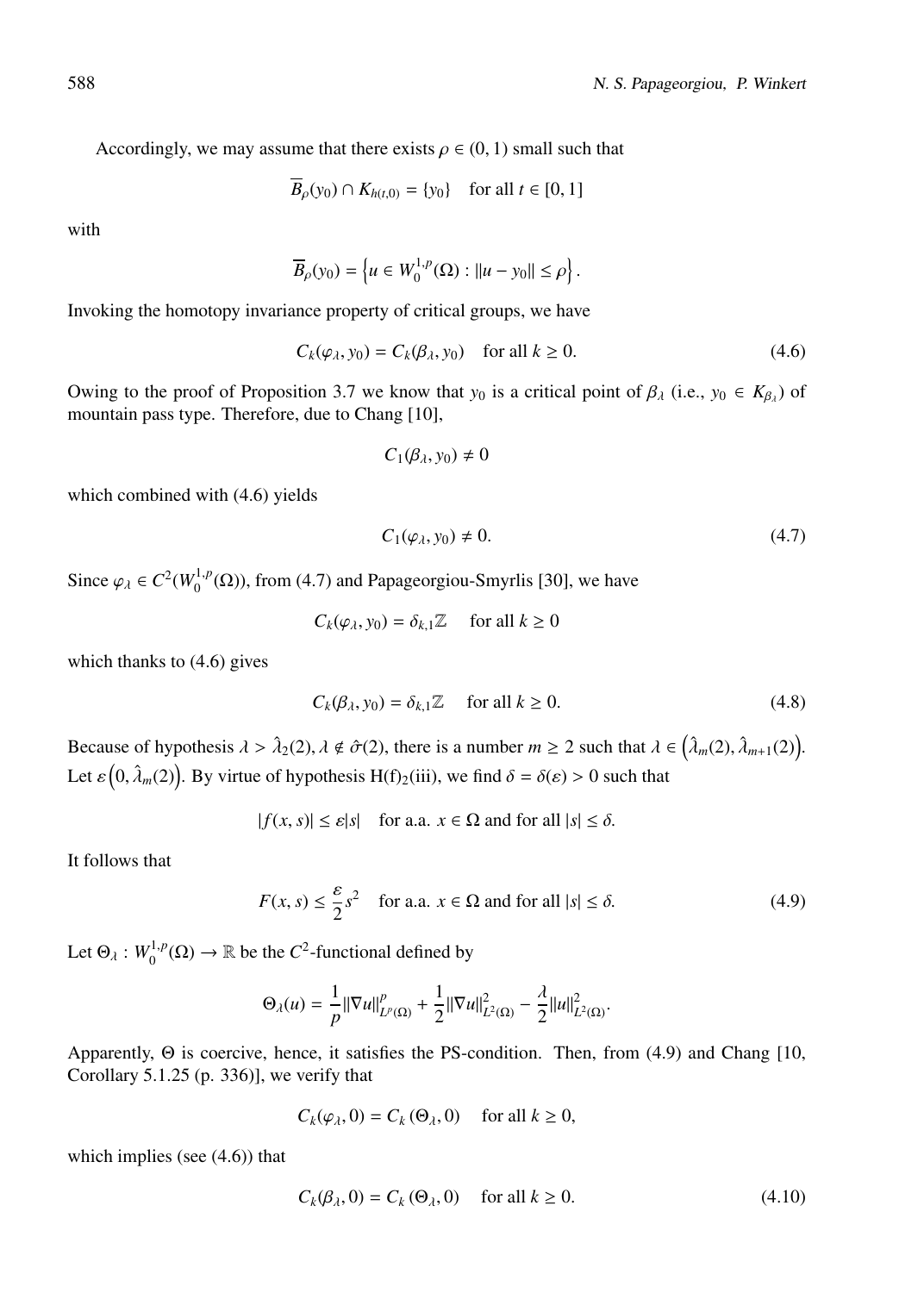Accordingly, we may assume that there exists $\rho \in (0,1)$ small such that

$$\overline{B}_\rho(y_0) \cap K_{h(t,0)} = \{y_0\} \quad \text{for all } t \in [0,1]$$

with

$$\overline{B}_\rho(y_0) = \left\{ u \in W_0^{1,p}(\Omega) : \|u - y_0\| \leq \rho \right\}.$$

Invoking the homotopy invariance property of critical groups, we have

$$C_k(\varphi_\lambda, y_0) = C_k(\beta_\lambda, y_0) \quad \text{for all } k \geq 0. \tag{4.6}$$

Owing to the proof of Proposition 3.7 we know that $y_0$ is a critical point of $\beta_\lambda$ (i.e., $y_0 \in K_{\beta_\lambda}$) of mountain pass type. Therefore, due to Chang [10],

$$C_1(\beta_\lambda, y_0) \neq 0$$

which combined with (4.6) yields

$$C_1(\varphi_\lambda, y_0) \neq 0. \tag{4.7}$$

Since $\varphi_\lambda \in C^2(W_0^{1,p}(\Omega))$, from (4.7) and Papageorgiou-Smyrlis [30], we have

$$C_k(\varphi_\lambda, y_0) = \delta_{k,1}\mathbb{Z} \quad \text{for all } k \geq 0$$

which thanks to (4.6) gives

$$C_k(\beta_\lambda, y_0) = \delta_{k,1}\mathbb{Z} \quad \text{for all } k \geq 0. \tag{4.8}$$

Because of hypothesis $\lambda > \hat{\lambda}_2(2)$, $\lambda \notin \hat{\sigma}(2)$, there is a number $m \geq 2$ such that $\lambda \in \left(\hat{\lambda}_m(2), \hat{\lambda}_{m+1}(2)\right)$. Let $\varepsilon\left(0, \hat{\lambda}_m(2)\right)$. By virtue of hypothesis H(f)$_2$(iii), we find $\delta = \delta(\varepsilon) > 0$ such that

$$|f(x,s)| \leq \varepsilon |s| \quad \text{for a.a. } x \in \Omega \text{ and for all } |s| \leq \delta.$$

It follows that

$$F(x,s) \leq \frac{\varepsilon}{2}s^2 \quad \text{for a.a. } x \in \Omega \text{ and for all } |s| \leq \delta. \tag{4.9}$$

Let $\Theta_\lambda : W_0^{1,p}(\Omega) \to \mathbb{R}$ be the $C^2$-functional defined by

$$\Theta_\lambda(u) = \frac{1}{p}\|\nabla u\|_{L^p(\Omega)}^p + \frac{1}{2}\|\nabla u\|_{L^2(\Omega)}^2 - \frac{\lambda}{2}\|u\|_{L^2(\Omega)}^2.$$

Apparently, $\Theta$ is coercive, hence, it satisfies the PS-condition. Then, from (4.9) and Chang [10, Corollary 5.1.25 (p. 336)], we verify that

$$C_k(\varphi_\lambda, 0) = C_k(\Theta_\lambda, 0) \quad \text{for all } k \geq 0,$$

which implies (see (4.6)) that

$$C_k(\beta_\lambda, 0) = C_k(\Theta_\lambda, 0) \quad \text{for all } k \geq 0. \tag{4.10}$$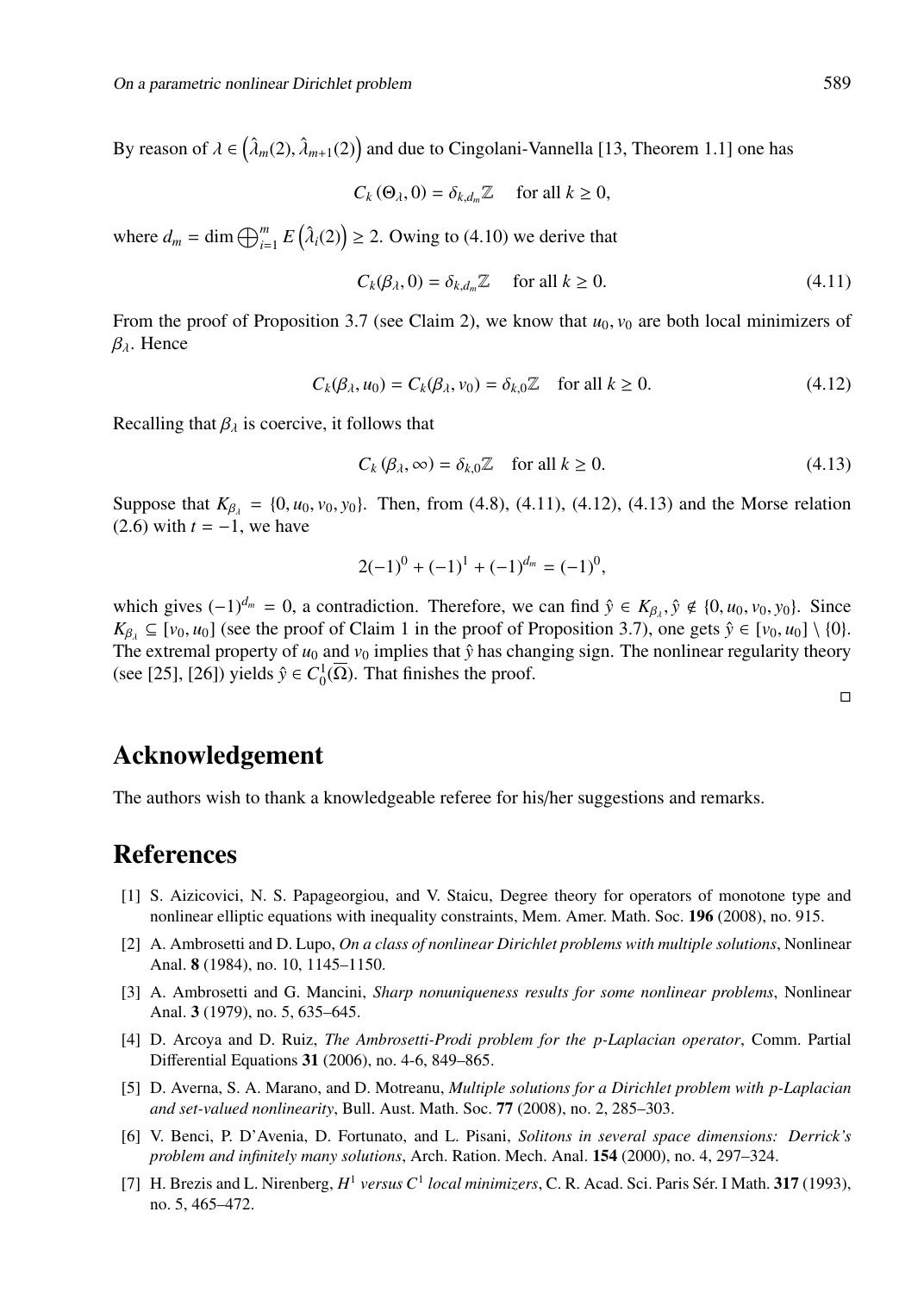By reason of $\lambda \in \left(\hat{\lambda}_m(2), \hat{\lambda}_{m+1}(2)\right)$ and due to Cingolani-Vannella [13, Theorem 1.1] one has

$$C_k(\Theta_\lambda, 0) = \delta_{k,d_m}\mathbb{Z} \quad \text{ for all } k \geq 0,$$

where $d_m = \dim \bigoplus_{i=1}^{m} E\left(\hat{\lambda}_i(2)\right) \geq 2$. Owing to (4.10) we derive that

$$C_k(\beta_\lambda, 0) = \delta_{k,d_m}\mathbb{Z} \quad \text{ for all } k \geq 0. \tag{4.11}$$

From the proof of Proposition 3.7 (see Claim 2), we know that $u_0, v_0$ are both local minimizers of $\beta_\lambda$. Hence

$$C_k(\beta_\lambda, u_0) = C_k(\beta_\lambda, v_0) = \delta_{k,0}\mathbb{Z} \quad \text{for all } k \geq 0. \tag{4.12}$$

Recalling that $\beta_\lambda$ is coercive, it follows that

$$C_k(\beta_\lambda, \infty) = \delta_{k,0}\mathbb{Z} \quad \text{for all } k \geq 0. \tag{4.13}$$

Suppose that $K_{\beta_\lambda} = \{0, u_0, v_0, y_0\}$. Then, from (4.8), (4.11), (4.12), (4.13) and the Morse relation (2.6) with $t = -1$, we have

$$2(-1)^0 + (-1)^1 + (-1)^{d_m} = (-1)^0,$$

which gives $(-1)^{d_m} = 0$, a contradiction. Therefore, we can find $\hat{y} \in K_{\beta_\lambda}, \hat{y} \notin \{0, u_0, v_0, y_0\}$. Since $K_{\beta_\lambda} \subseteq [v_0, u_0]$ (see the proof of Claim 1 in the proof of Proposition 3.7), one gets $\hat{y} \in [v_0, u_0] \setminus \{0\}$. The extremal property of $u_0$ and $v_0$ implies that $\hat{y}$ has changing sign. The nonlinear regularity theory (see [25], [26]) yields $\hat{y} \in C_0^1(\overline{\Omega})$. That finishes the proof.

□

## Acknowledgement

The authors wish to thank a knowledgeable referee for his/her suggestions and remarks.

## References

[1] S. Aizicovici, N. S. Papageorgiou, and V. Staicu, Degree theory for operators of monotone type and nonlinear elliptic equations with inequality constraints, Mem. Amer. Math. Soc. **196** (2008), no. 915.

[2] A. Ambrosetti and D. Lupo, *On a class of nonlinear Dirichlet problems with multiple solutions*, Nonlinear Anal. **8** (1984), no. 10, 1145–1150.

[3] A. Ambrosetti and G. Mancini, *Sharp nonuniqueness results for some nonlinear problems*, Nonlinear Anal. **3** (1979), no. 5, 635–645.

[4] D. Arcoya and D. Ruiz, *The Ambrosetti-Prodi problem for the p-Laplacian operator*, Comm. Partial Differential Equations **31** (2006), no. 4-6, 849–865.

[5] D. Averna, S. A. Marano, and D. Motreanu, *Multiple solutions for a Dirichlet problem with p-Laplacian and set-valued nonlinearity*, Bull. Aust. Math. Soc. **77** (2008), no. 2, 285–303.

[6] V. Benci, P. D'Avenia, D. Fortunato, and L. Pisani, *Solitons in several space dimensions: Derrick's problem and infinitely many solutions*, Arch. Ration. Mech. Anal. **154** (2000), no. 4, 297–324.

[7] H. Brezis and L. Nirenberg, *$H^1$ versus $C^1$ local minimizers*, C. R. Acad. Sci. Paris Sér. I Math. **317** (1993), no. 5, 465–472.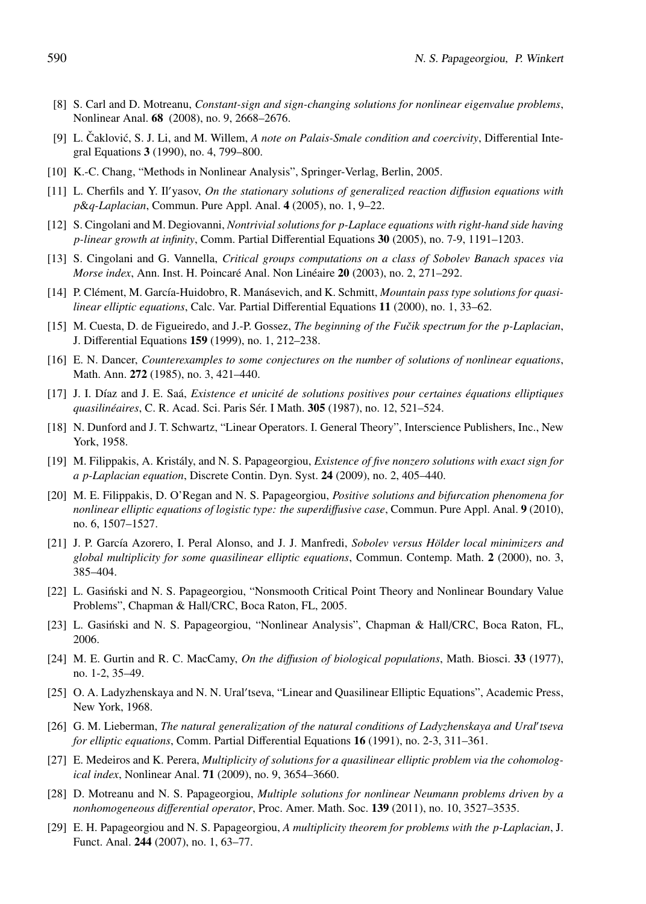[8] S. Carl and D. Motreanu, *Constant-sign and sign-changing solutions for nonlinear eigenvalue problems*, Nonlinear Anal. **68** (2008), no. 9, 2668–2676.

[9] L. Čaklović, S. J. Li, and M. Willem, *A note on Palais-Smale condition and coercivity*, Differential Integral Equations **3** (1990), no. 4, 799–800.

[10] K.-C. Chang, "Methods in Nonlinear Analysis", Springer-Verlag, Berlin, 2005.

[11] L. Cherfils and Y. Il′yasov, *On the stationary solutions of generalized reaction diffusion equations with p&q-Laplacian*, Commun. Pure Appl. Anal. **4** (2005), no. 1, 9–22.

[12] S. Cingolani and M. Degiovanni, *Nontrivial solutions for p-Laplace equations with right-hand side having p-linear growth at infinity*, Comm. Partial Differential Equations **30** (2005), no. 7-9, 1191–1203.

[13] S. Cingolani and G. Vannella, *Critical groups computations on a class of Sobolev Banach spaces via Morse index*, Ann. Inst. H. Poincaré Anal. Non Linéaire **20** (2003), no. 2, 271–292.

[14] P. Clément, M. García-Huidobro, R. Manásevich, and K. Schmitt, *Mountain pass type solutions for quasilinear elliptic equations*, Calc. Var. Partial Differential Equations **11** (2000), no. 1, 33–62.

[15] M. Cuesta, D. de Figueiredo, and J.-P. Gossez, *The beginning of the Fučik spectrum for the p-Laplacian*, J. Differential Equations **159** (1999), no. 1, 212–238.

[16] E. N. Dancer, *Counterexamples to some conjectures on the number of solutions of nonlinear equations*, Math. Ann. **272** (1985), no. 3, 421–440.

[17] J. I. Díaz and J. E. Saá, *Existence et unicité de solutions positives pour certaines équations elliptiques quasilinéaires*, C. R. Acad. Sci. Paris Sér. I Math. **305** (1987), no. 12, 521–524.

[18] N. Dunford and J. T. Schwartz, "Linear Operators. I. General Theory", Interscience Publishers, Inc., New York, 1958.

[19] M. Filippakis, A. Kristály, and N. S. Papageorgiou, *Existence of five nonzero solutions with exact sign for a p-Laplacian equation*, Discrete Contin. Dyn. Syst. **24** (2009), no. 2, 405–440.

[20] M. E. Filippakis, D. O'Regan and N. S. Papageorgiou, *Positive solutions and bifurcation phenomena for nonlinear elliptic equations of logistic type: the superdiffusive case*, Commun. Pure Appl. Anal. **9** (2010), no. 6, 1507–1527.

[21] J. P. García Azorero, I. Peral Alonso, and J. J. Manfredi, *Sobolev versus Hölder local minimizers and global multiplicity for some quasilinear elliptic equations*, Commun. Contemp. Math. **2** (2000), no. 3, 385–404.

[22] L. Gasiński and N. S. Papageorgiou, "Nonsmooth Critical Point Theory and Nonlinear Boundary Value Problems", Chapman & Hall/CRC, Boca Raton, FL, 2005.

[23] L. Gasiński and N. S. Papageorgiou, "Nonlinear Analysis", Chapman & Hall/CRC, Boca Raton, FL, 2006.

[24] M. E. Gurtin and R. C. MacCamy, *On the diffusion of biological populations*, Math. Biosci. **33** (1977), no. 1-2, 35–49.

[25] O. A. Ladyzhenskaya and N. N. Ural′tseva, "Linear and Quasilinear Elliptic Equations", Academic Press, New York, 1968.

[26] G. M. Lieberman, *The natural generalization of the natural conditions of Ladyzhenskaya and Ural′tseva for elliptic equations*, Comm. Partial Differential Equations **16** (1991), no. 2-3, 311–361.

[27] E. Medeiros and K. Perera, *Multiplicity of solutions for a quasilinear elliptic problem via the cohomological index*, Nonlinear Anal. **71** (2009), no. 9, 3654–3660.

[28] D. Motreanu and N. S. Papageorgiou, *Multiple solutions for nonlinear Neumann problems driven by a nonhomogeneous differential operator*, Proc. Amer. Math. Soc. **139** (2011), no. 10, 3527–3535.

[29] E. H. Papageorgiou and N. S. Papageorgiou, *A multiplicity theorem for problems with the p-Laplacian*, J. Funct. Anal. **244** (2007), no. 1, 63–77.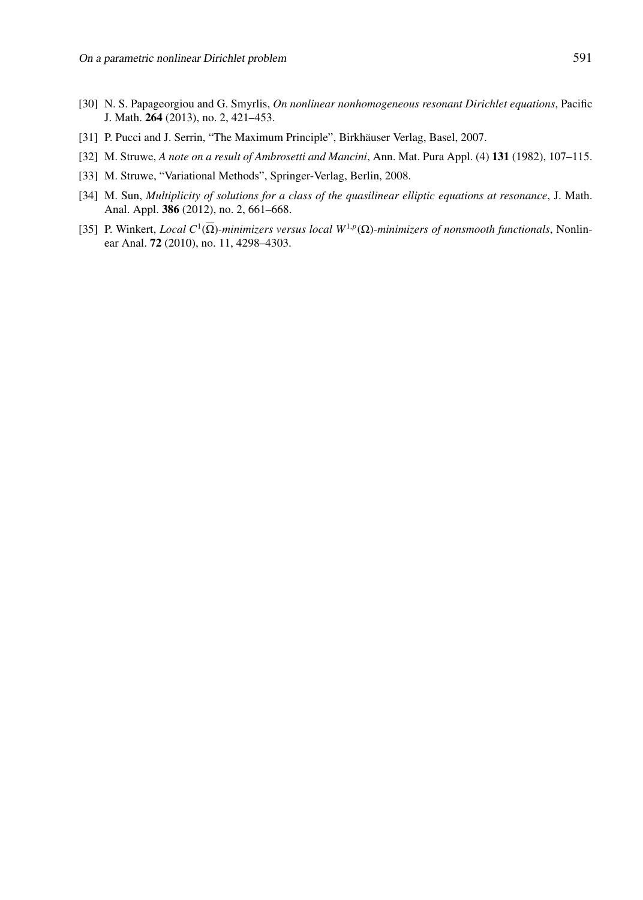[30] N. S. Papageorgiou and G. Smyrlis, *On nonlinear nonhomogeneous resonant Dirichlet equations*, Pacific J. Math. **264** (2013), no. 2, 421–453.

[31] P. Pucci and J. Serrin, "The Maximum Principle", Birkhäuser Verlag, Basel, 2007.

[32] M. Struwe, *A note on a result of Ambrosetti and Mancini*, Ann. Mat. Pura Appl. (4) **131** (1982), 107–115.

[33] M. Struwe, "Variational Methods", Springer-Verlag, Berlin, 2008.

[34] M. Sun, *Multiplicity of solutions for a class of the quasilinear elliptic equations at resonance*, J. Math. Anal. Appl. **386** (2012), no. 2, 661–668.

[35] P. Winkert, *Local $C^1(\overline{\Omega})$-minimizers versus local $W^{1,p}(\Omega)$-minimizers of nonsmooth functionals*, Nonlinear Anal. **72** (2010), no. 11, 4298–4303.